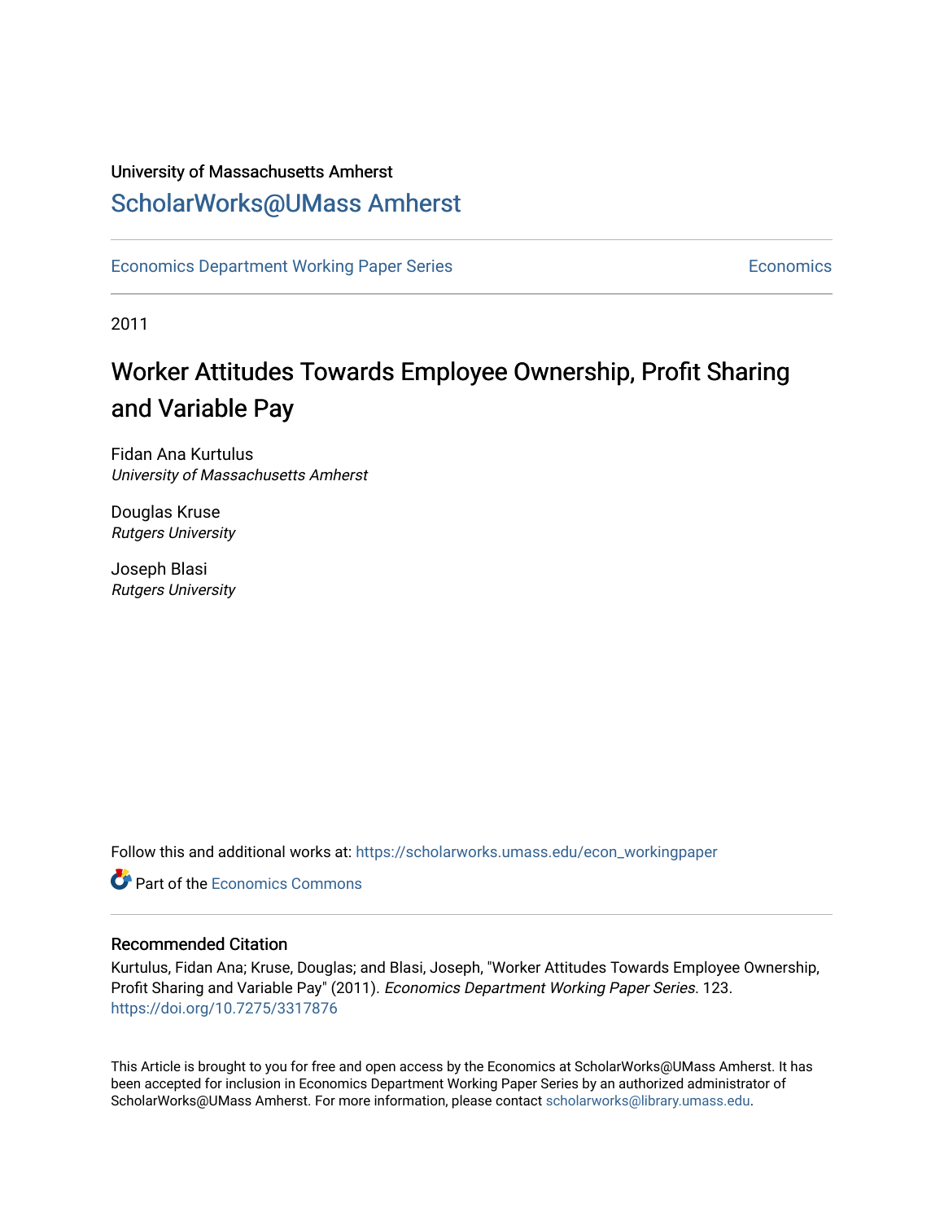University of Massachusetts Amherst

# ScholarWorks@UMass Amherst

Economics Department Working Paper Series | Economics

2011

# Worker Attitudes Towards Employee Ownership, Profit Sharing and Variable Pay

Fidan Ana Kurtulus
*University of Massachusetts Amherst*

Douglas Kruse
*Rutgers University*

Joseph Blasi
*Rutgers University*

Follow this and additional works at: https://scholarworks.umass.edu/econ_workingpaper

Part of the Economics Commons

## Recommended Citation

Kurtulus, Fidan Ana; Kruse, Douglas; and Blasi, Joseph, "Worker Attitudes Towards Employee Ownership, Profit Sharing and Variable Pay" (2011). *Economics Department Working Paper Series*. 123.
https://doi.org/10.7275/3317876

This Article is brought to you for free and open access by the Economics at ScholarWorks@UMass Amherst. It has been accepted for inclusion in Economics Department Working Paper Series by an authorized administrator of ScholarWorks@UMass Amherst. For more information, please contact scholarworks@library.umass.edu.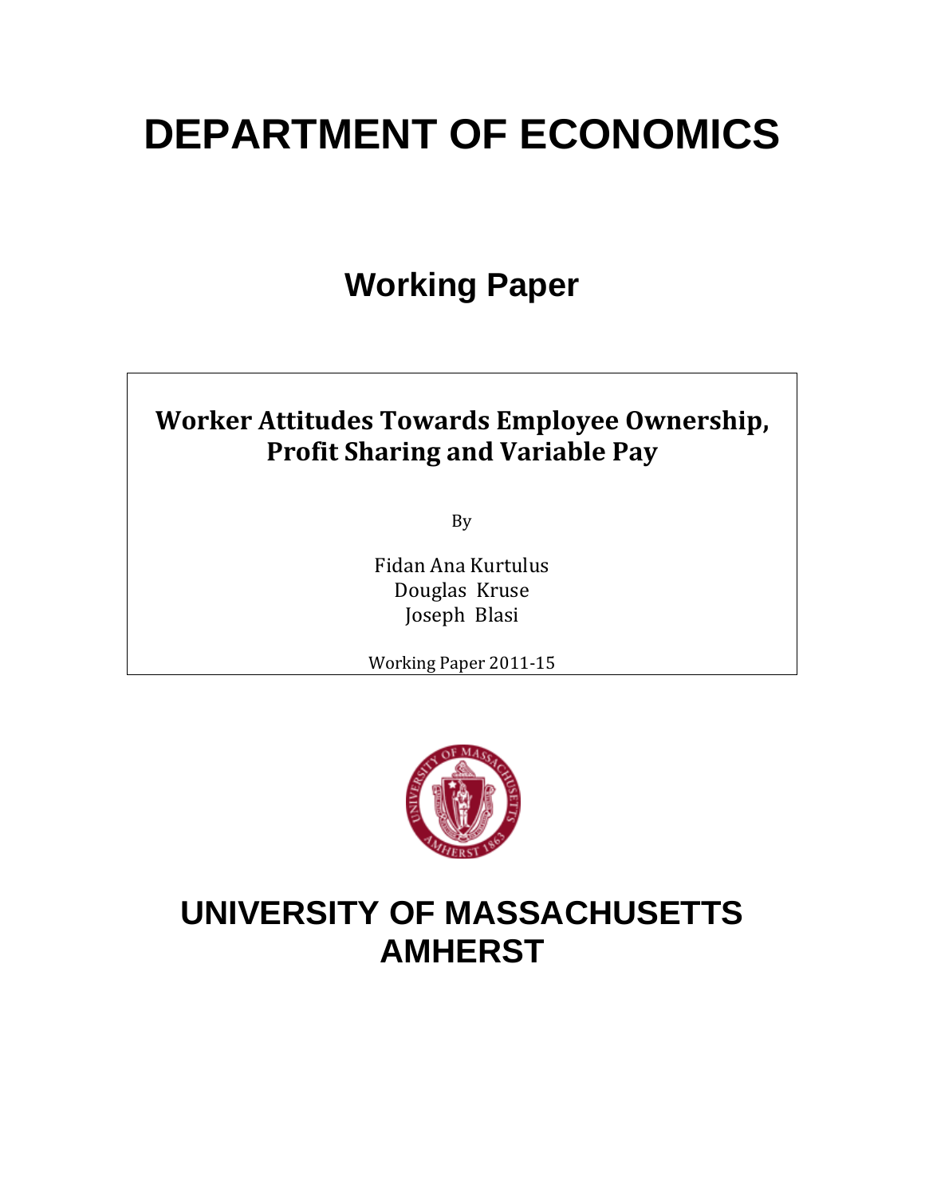# DEPARTMENT OF ECONOMICS

## Working Paper

**Worker Attitudes Towards Employee Ownership, Profit Sharing and Variable Pay**

By

Fidan Ana Kurtulus
Douglas Kruse
Joseph Blasi

Working Paper 2011-15

# UNIVERSITY OF MASSACHUSETTS AMHERST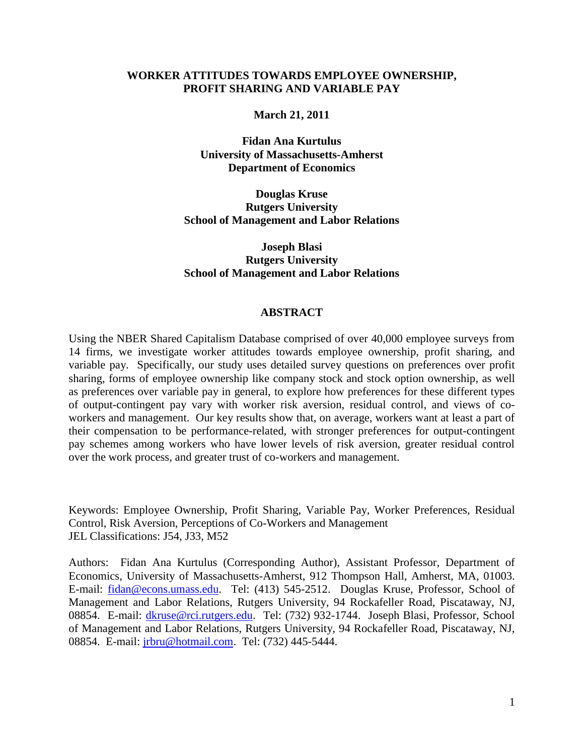# WORKER ATTITUDES TOWARDS EMPLOYEE OWNERSHIP, PROFIT SHARING AND VARIABLE PAY

**March 21, 2011**

**Fidan Ana Kurtulus**
**University of Massachusetts-Amherst**
**Department of Economics**

**Douglas Kruse**
**Rutgers University**
**School of Management and Labor Relations**

**Joseph Blasi**
**Rutgers University**
**School of Management and Labor Relations**

## ABSTRACT

Using the NBER Shared Capitalism Database comprised of over 40,000 employee surveys from 14 firms, we investigate worker attitudes towards employee ownership, profit sharing, and variable pay. Specifically, our study uses detailed survey questions on preferences over profit sharing, forms of employee ownership like company stock and stock option ownership, as well as preferences over variable pay in general, to explore how preferences for these different types of output-contingent pay vary with worker risk aversion, residual control, and views of co-workers and management. Our key results show that, on average, workers want at least a part of their compensation to be performance-related, with stronger preferences for output-contingent pay schemes among workers who have lower levels of risk aversion, greater residual control over the work process, and greater trust of co-workers and management.

Keywords: Employee Ownership, Profit Sharing, Variable Pay, Worker Preferences, Residual Control, Risk Aversion, Perceptions of Co-Workers and Management
JEL Classifications: J54, J33, M52

Authors: Fidan Ana Kurtulus (Corresponding Author), Assistant Professor, Department of Economics, University of Massachusetts-Amherst, 912 Thompson Hall, Amherst, MA, 01003. E-mail: fidan@econs.umass.edu. Tel: (413) 545-2512. Douglas Kruse, Professor, School of Management and Labor Relations, Rutgers University, 94 Rockafeller Road, Piscataway, NJ, 08854. E-mail: dkruse@rci.rutgers.edu. Tel: (732) 932-1744. Joseph Blasi, Professor, School of Management and Labor Relations, Rutgers University, 94 Rockafeller Road, Piscataway, NJ, 08854. E-mail: jrbru@hotmail.com. Tel: (732) 445-5444.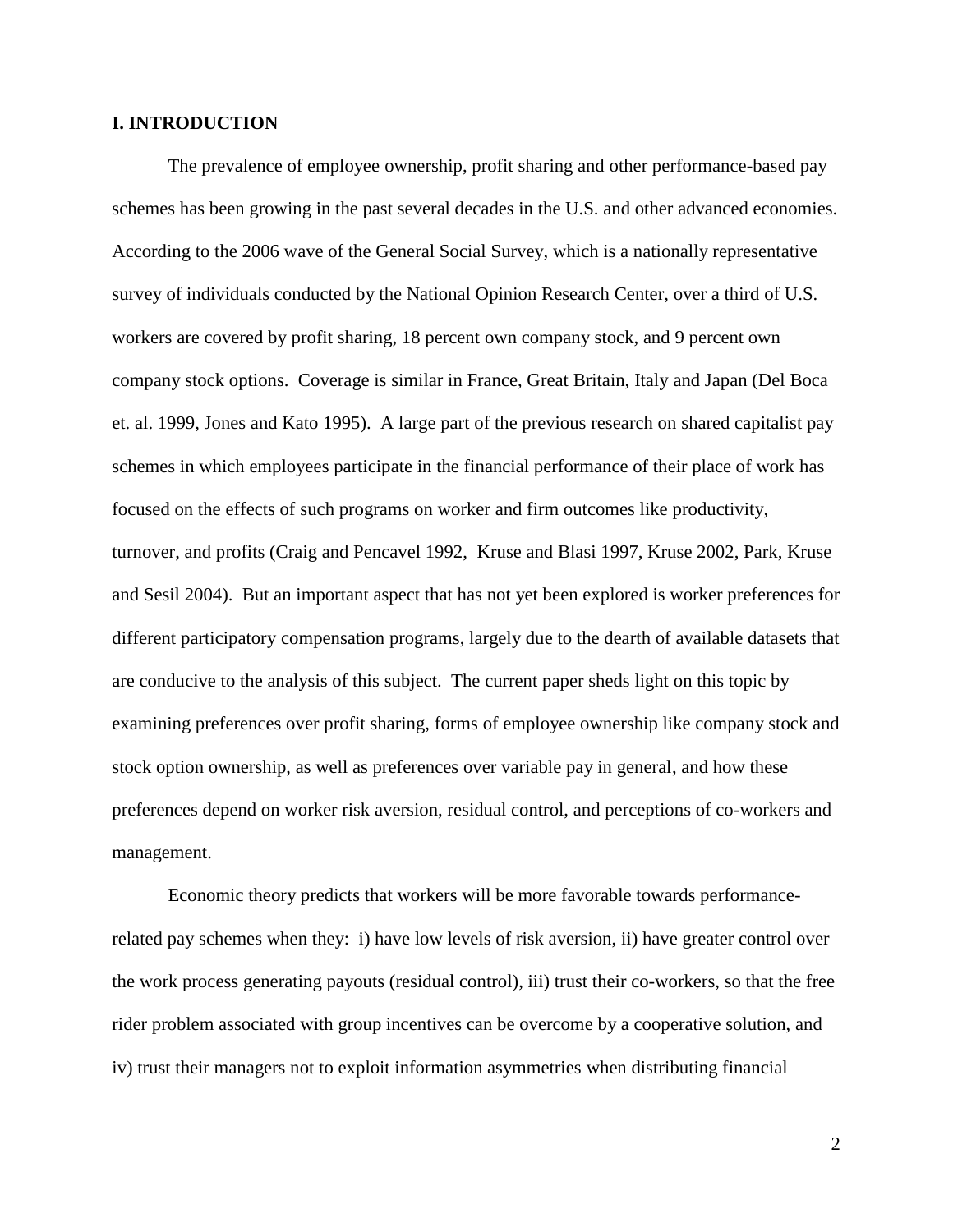## I. INTRODUCTION

The prevalence of employee ownership, profit sharing and other performance-based pay schemes has been growing in the past several decades in the U.S. and other advanced economies. According to the 2006 wave of the General Social Survey, which is a nationally representative survey of individuals conducted by the National Opinion Research Center, over a third of U.S. workers are covered by profit sharing, 18 percent own company stock, and 9 percent own company stock options. Coverage is similar in France, Great Britain, Italy and Japan (Del Boca et. al. 1999, Jones and Kato 1995). A large part of the previous research on shared capitalist pay schemes in which employees participate in the financial performance of their place of work has focused on the effects of such programs on worker and firm outcomes like productivity, turnover, and profits (Craig and Pencavel 1992, Kruse and Blasi 1997, Kruse 2002, Park, Kruse and Sesil 2004). But an important aspect that has not yet been explored is worker preferences for different participatory compensation programs, largely due to the dearth of available datasets that are conducive to the analysis of this subject. The current paper sheds light on this topic by examining preferences over profit sharing, forms of employee ownership like company stock and stock option ownership, as well as preferences over variable pay in general, and how these preferences depend on worker risk aversion, residual control, and perceptions of co-workers and management.

Economic theory predicts that workers will be more favorable towards performance-related pay schemes when they: i) have low levels of risk aversion, ii) have greater control over the work process generating payouts (residual control), iii) trust their co-workers, so that the free rider problem associated with group incentives can be overcome by a cooperative solution, and iv) trust their managers not to exploit information asymmetries when distributing financial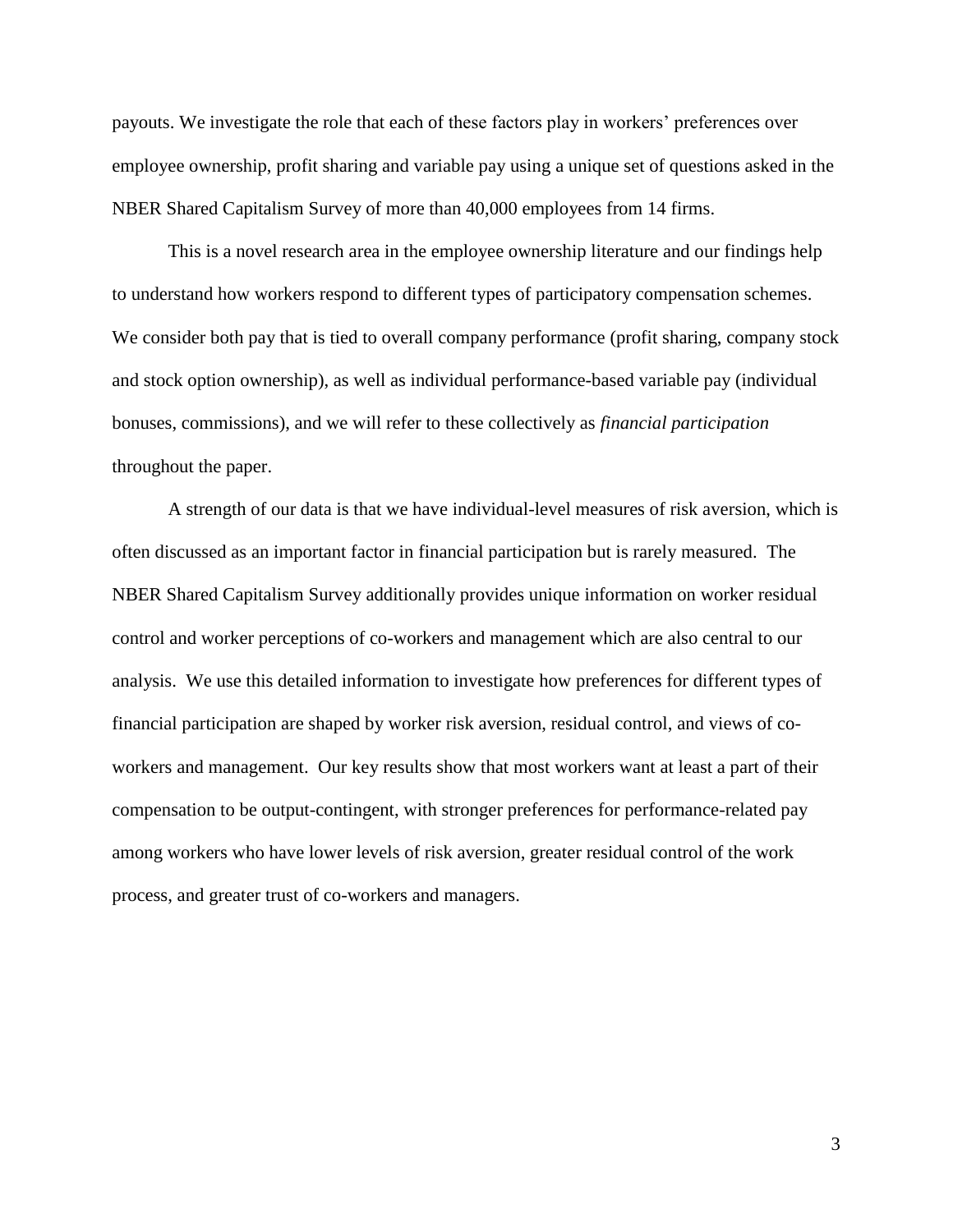payouts. We investigate the role that each of these factors play in workers' preferences over employee ownership, profit sharing and variable pay using a unique set of questions asked in the NBER Shared Capitalism Survey of more than 40,000 employees from 14 firms.

This is a novel research area in the employee ownership literature and our findings help to understand how workers respond to different types of participatory compensation schemes. We consider both pay that is tied to overall company performance (profit sharing, company stock and stock option ownership), as well as individual performance-based variable pay (individual bonuses, commissions), and we will refer to these collectively as *financial participation* throughout the paper.

A strength of our data is that we have individual-level measures of risk aversion, which is often discussed as an important factor in financial participation but is rarely measured. The NBER Shared Capitalism Survey additionally provides unique information on worker residual control and worker perceptions of co-workers and management which are also central to our analysis. We use this detailed information to investigate how preferences for different types of financial participation are shaped by worker risk aversion, residual control, and views of co-workers and management. Our key results show that most workers want at least a part of their compensation to be output-contingent, with stronger preferences for performance-related pay among workers who have lower levels of risk aversion, greater residual control of the work process, and greater trust of co-workers and managers.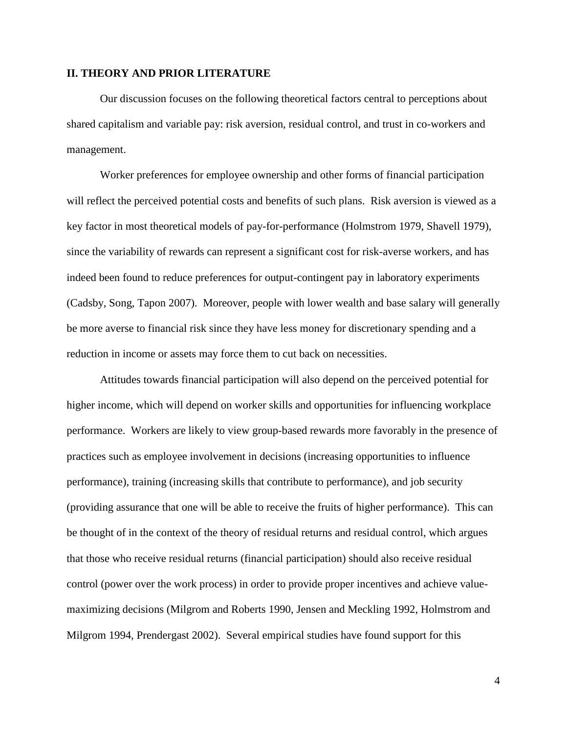## II. THEORY AND PRIOR LITERATURE

Our discussion focuses on the following theoretical factors central to perceptions about shared capitalism and variable pay: risk aversion, residual control, and trust in co-workers and management.

Worker preferences for employee ownership and other forms of financial participation will reflect the perceived potential costs and benefits of such plans. Risk aversion is viewed as a key factor in most theoretical models of pay-for-performance (Holmstrom 1979, Shavell 1979), since the variability of rewards can represent a significant cost for risk-averse workers, and has indeed been found to reduce preferences for output-contingent pay in laboratory experiments (Cadsby, Song, Tapon 2007). Moreover, people with lower wealth and base salary will generally be more averse to financial risk since they have less money for discretionary spending and a reduction in income or assets may force them to cut back on necessities.

Attitudes towards financial participation will also depend on the perceived potential for higher income, which will depend on worker skills and opportunities for influencing workplace performance. Workers are likely to view group-based rewards more favorably in the presence of practices such as employee involvement in decisions (increasing opportunities to influence performance), training (increasing skills that contribute to performance), and job security (providing assurance that one will be able to receive the fruits of higher performance). This can be thought of in the context of the theory of residual returns and residual control, which argues that those who receive residual returns (financial participation) should also receive residual control (power over the work process) in order to provide proper incentives and achieve value-maximizing decisions (Milgrom and Roberts 1990, Jensen and Meckling 1992, Holmstrom and Milgrom 1994, Prendergast 2002). Several empirical studies have found support for this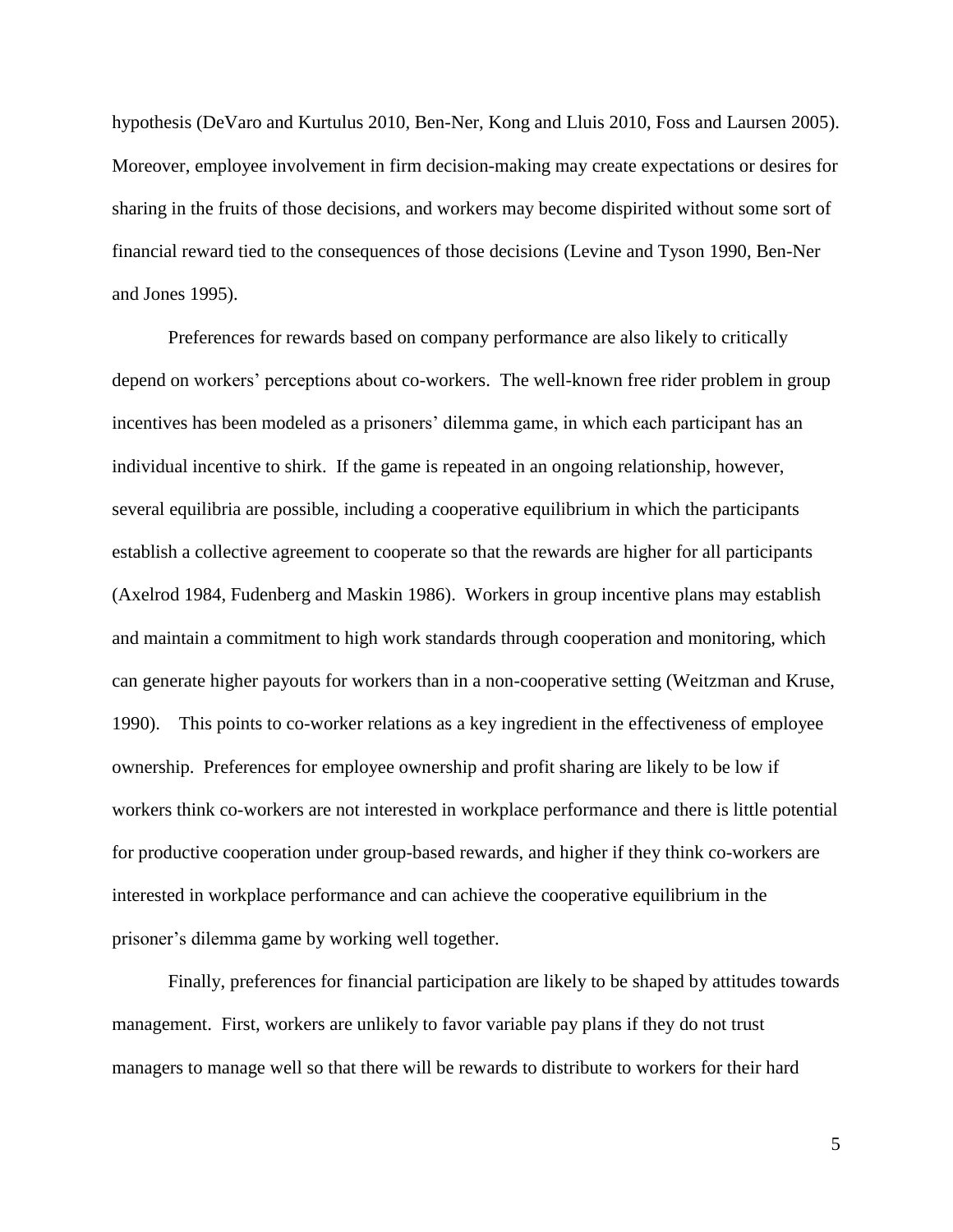hypothesis (DeVaro and Kurtulus 2010, Ben-Ner, Kong and Lluis 2010, Foss and Laursen 2005). Moreover, employee involvement in firm decision-making may create expectations or desires for sharing in the fruits of those decisions, and workers may become dispirited without some sort of financial reward tied to the consequences of those decisions (Levine and Tyson 1990, Ben-Ner and Jones 1995).

Preferences for rewards based on company performance are also likely to critically depend on workers' perceptions about co-workers. The well-known free rider problem in group incentives has been modeled as a prisoners' dilemma game, in which each participant has an individual incentive to shirk. If the game is repeated in an ongoing relationship, however, several equilibria are possible, including a cooperative equilibrium in which the participants establish a collective agreement to cooperate so that the rewards are higher for all participants (Axelrod 1984, Fudenberg and Maskin 1986). Workers in group incentive plans may establish and maintain a commitment to high work standards through cooperation and monitoring, which can generate higher payouts for workers than in a non-cooperative setting (Weitzman and Kruse, 1990). This points to co-worker relations as a key ingredient in the effectiveness of employee ownership. Preferences for employee ownership and profit sharing are likely to be low if workers think co-workers are not interested in workplace performance and there is little potential for productive cooperation under group-based rewards, and higher if they think co-workers are interested in workplace performance and can achieve the cooperative equilibrium in the prisoner's dilemma game by working well together.

Finally, preferences for financial participation are likely to be shaped by attitudes towards management. First, workers are unlikely to favor variable pay plans if they do not trust managers to manage well so that there will be rewards to distribute to workers for their hard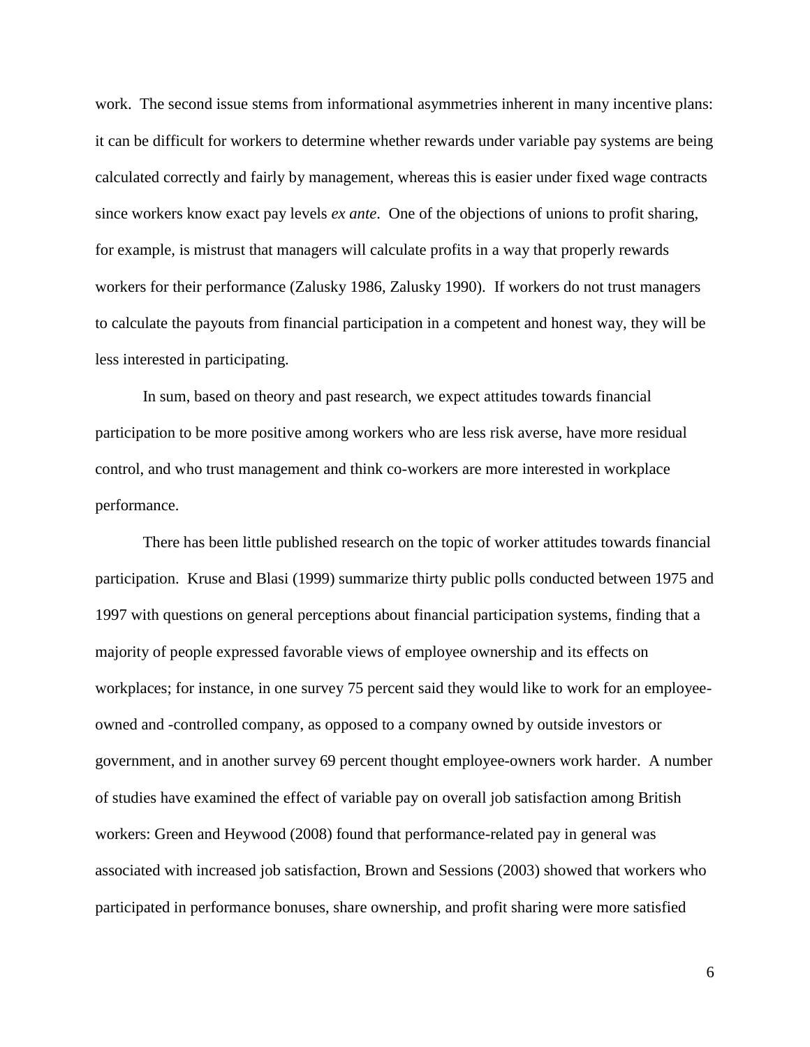work. The second issue stems from informational asymmetries inherent in many incentive plans: it can be difficult for workers to determine whether rewards under variable pay systems are being calculated correctly and fairly by management, whereas this is easier under fixed wage contracts since workers know exact pay levels *ex ante*. One of the objections of unions to profit sharing, for example, is mistrust that managers will calculate profits in a way that properly rewards workers for their performance (Zalusky 1986, Zalusky 1990). If workers do not trust managers to calculate the payouts from financial participation in a competent and honest way, they will be less interested in participating.

In sum, based on theory and past research, we expect attitudes towards financial participation to be more positive among workers who are less risk averse, have more residual control, and who trust management and think co-workers are more interested in workplace performance.

There has been little published research on the topic of worker attitudes towards financial participation. Kruse and Blasi (1999) summarize thirty public polls conducted between 1975 and 1997 with questions on general perceptions about financial participation systems, finding that a majority of people expressed favorable views of employee ownership and its effects on workplaces; for instance, in one survey 75 percent said they would like to work for an employee-owned and -controlled company, as opposed to a company owned by outside investors or government, and in another survey 69 percent thought employee-owners work harder. A number of studies have examined the effect of variable pay on overall job satisfaction among British workers: Green and Heywood (2008) found that performance-related pay in general was associated with increased job satisfaction, Brown and Sessions (2003) showed that workers who participated in performance bonuses, share ownership, and profit sharing were more satisfied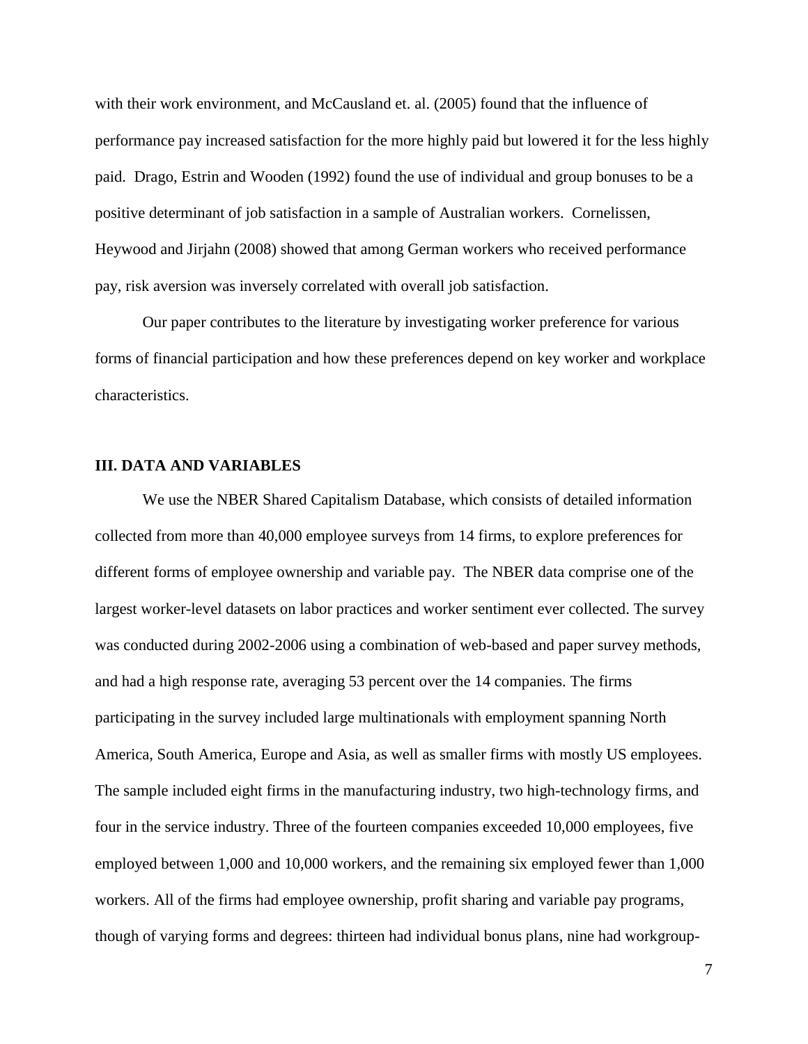with their work environment, and McCausland et. al. (2005) found that the influence of performance pay increased satisfaction for the more highly paid but lowered it for the less highly paid. Drago, Estrin and Wooden (1992) found the use of individual and group bonuses to be a positive determinant of job satisfaction in a sample of Australian workers. Cornelissen, Heywood and Jirjahn (2008) showed that among German workers who received performance pay, risk aversion was inversely correlated with overall job satisfaction.

Our paper contributes to the literature by investigating worker preference for various forms of financial participation and how these preferences depend on key worker and workplace characteristics.

## III. DATA AND VARIABLES

We use the NBER Shared Capitalism Database, which consists of detailed information collected from more than 40,000 employee surveys from 14 firms, to explore preferences for different forms of employee ownership and variable pay. The NBER data comprise one of the largest worker-level datasets on labor practices and worker sentiment ever collected. The survey was conducted during 2002-2006 using a combination of web-based and paper survey methods, and had a high response rate, averaging 53 percent over the 14 companies. The firms participating in the survey included large multinationals with employment spanning North America, South America, Europe and Asia, as well as smaller firms with mostly US employees. The sample included eight firms in the manufacturing industry, two high-technology firms, and four in the service industry. Three of the fourteen companies exceeded 10,000 employees, five employed between 1,000 and 10,000 workers, and the remaining six employed fewer than 1,000 workers. All of the firms had employee ownership, profit sharing and variable pay programs, though of varying forms and degrees: thirteen had individual bonus plans, nine had workgroup-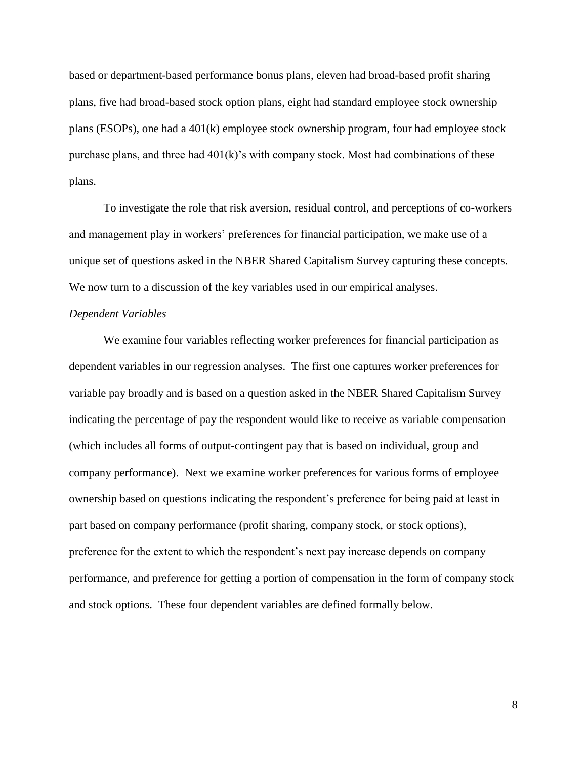based or department-based performance bonus plans, eleven had broad-based profit sharing plans, five had broad-based stock option plans, eight had standard employee stock ownership plans (ESOPs), one had a 401(k) employee stock ownership program, four had employee stock purchase plans, and three had 401(k)'s with company stock. Most had combinations of these plans.

To investigate the role that risk aversion, residual control, and perceptions of co-workers and management play in workers' preferences for financial participation, we make use of a unique set of questions asked in the NBER Shared Capitalism Survey capturing these concepts. We now turn to a discussion of the key variables used in our empirical analyses.

*Dependent Variables*

We examine four variables reflecting worker preferences for financial participation as dependent variables in our regression analyses. The first one captures worker preferences for variable pay broadly and is based on a question asked in the NBER Shared Capitalism Survey indicating the percentage of pay the respondent would like to receive as variable compensation (which includes all forms of output-contingent pay that is based on individual, group and company performance). Next we examine worker preferences for various forms of employee ownership based on questions indicating the respondent's preference for being paid at least in part based on company performance (profit sharing, company stock, or stock options), preference for the extent to which the respondent's next pay increase depends on company performance, and preference for getting a portion of compensation in the form of company stock and stock options. These four dependent variables are defined formally below.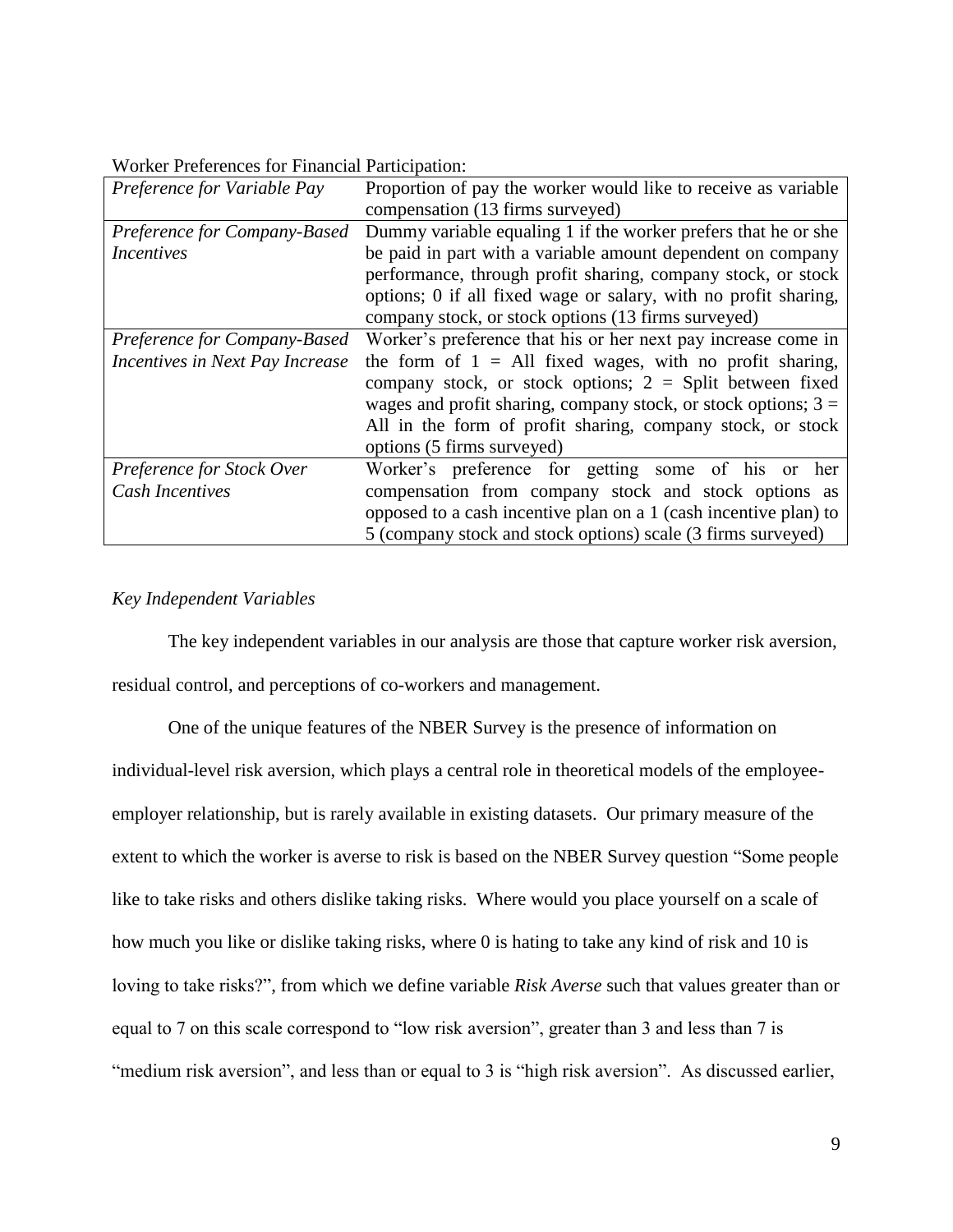Worker Preferences for Financial Participation:

| | |
|---|---|
| *Preference for Variable Pay* | Proportion of pay the worker would like to receive as variable compensation (13 firms surveyed) |
| *Preference for Company-Based Incentives* | Dummy variable equaling 1 if the worker prefers that he or she be paid in part with a variable amount dependent on company performance, through profit sharing, company stock, or stock options; 0 if all fixed wage or salary, with no profit sharing, company stock, or stock options (13 firms surveyed) |
| *Preference for Company-Based Incentives in Next Pay Increase* | Worker's preference that his or her next pay increase come in the form of 1 = All fixed wages, with no profit sharing, company stock, or stock options; 2 = Split between fixed wages and profit sharing, company stock, or stock options; 3 = All in the form of profit sharing, company stock, or stock options (5 firms surveyed) |
| *Preference for Stock Over Cash Incentives* | Worker's preference for getting some of his or her compensation from company stock and stock options as opposed to a cash incentive plan on a 1 (cash incentive plan) to 5 (company stock and stock options) scale (3 firms surveyed) |

*Key Independent Variables*

The key independent variables in our analysis are those that capture worker risk aversion, residual control, and perceptions of co-workers and management.

One of the unique features of the NBER Survey is the presence of information on individual-level risk aversion, which plays a central role in theoretical models of the employee-employer relationship, but is rarely available in existing datasets. Our primary measure of the extent to which the worker is averse to risk is based on the NBER Survey question "Some people like to take risks and others dislike taking risks. Where would you place yourself on a scale of how much you like or dislike taking risks, where 0 is hating to take any kind of risk and 10 is loving to take risks?", from which we define variable *Risk Averse* such that values greater than or equal to 7 on this scale correspond to "low risk aversion", greater than 3 and less than 7 is "medium risk aversion", and less than or equal to 3 is "high risk aversion". As discussed earlier,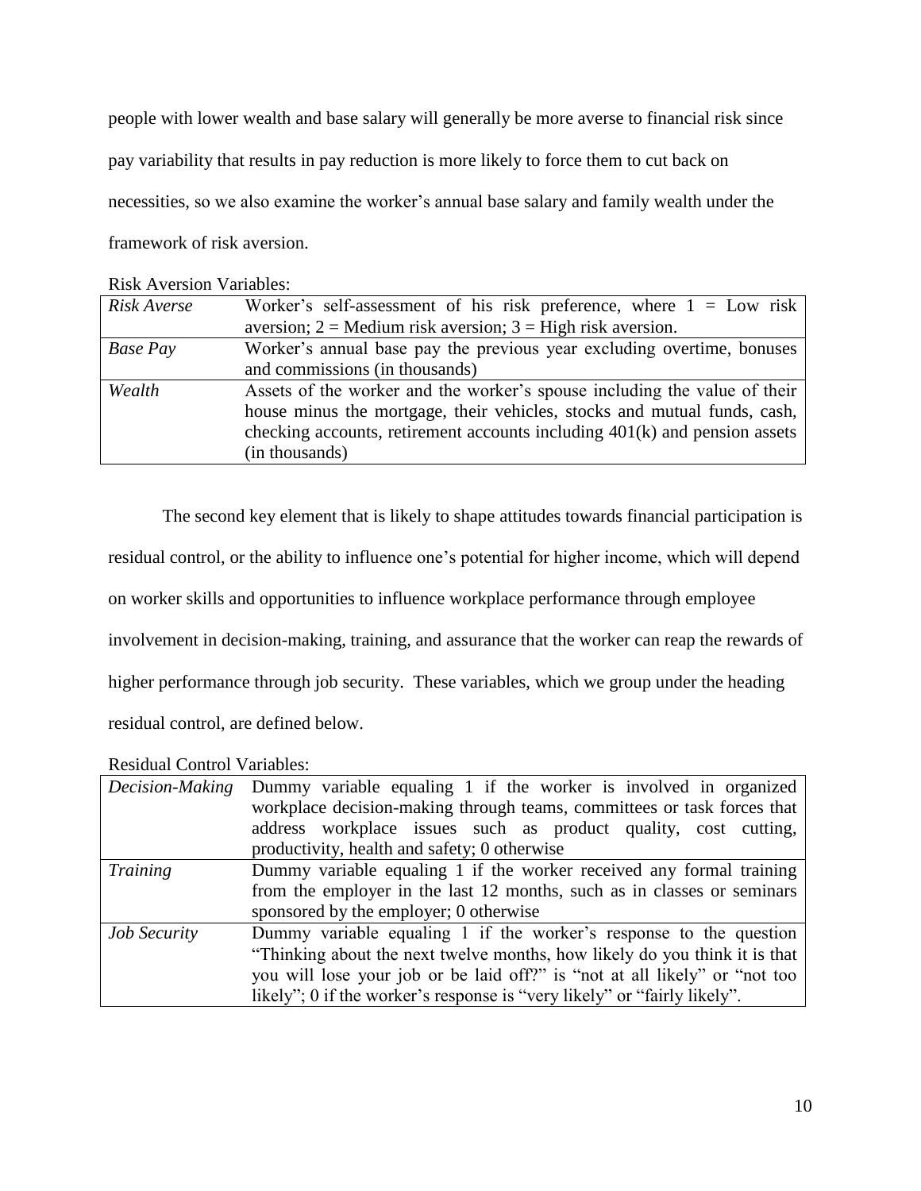people with lower wealth and base salary will generally be more averse to financial risk since pay variability that results in pay reduction is more likely to force them to cut back on necessities, so we also examine the worker's annual base salary and family wealth under the framework of risk aversion.

Risk Aversion Variables:

| | |
|---|---|
| *Risk Averse* | Worker's self-assessment of his risk preference, where 1 = Low risk aversion; 2 = Medium risk aversion; 3 = High risk aversion. |
| *Base Pay* | Worker's annual base pay the previous year excluding overtime, bonuses and commissions (in thousands) |
| *Wealth* | Assets of the worker and the worker's spouse including the value of their house minus the mortgage, their vehicles, stocks and mutual funds, cash, checking accounts, retirement accounts including 401(k) and pension assets (in thousands) |

The second key element that is likely to shape attitudes towards financial participation is residual control, or the ability to influence one's potential for higher income, which will depend on worker skills and opportunities to influence workplace performance through employee involvement in decision-making, training, and assurance that the worker can reap the rewards of higher performance through job security. These variables, which we group under the heading residual control, are defined below.

Residual Control Variables:

| | |
|---|---|
| *Decision-Making* | Dummy variable equaling 1 if the worker is involved in organized workplace decision-making through teams, committees or task forces that address workplace issues such as product quality, cost cutting, productivity, health and safety; 0 otherwise |
| *Training* | Dummy variable equaling 1 if the worker received any formal training from the employer in the last 12 months, such as in classes or seminars sponsored by the employer; 0 otherwise |
| *Job Security* | Dummy variable equaling 1 if the worker's response to the question "Thinking about the next twelve months, how likely do you think it is that you will lose your job or be laid off?" is "not at all likely" or "not too likely"; 0 if the worker's response is "very likely" or "fairly likely". |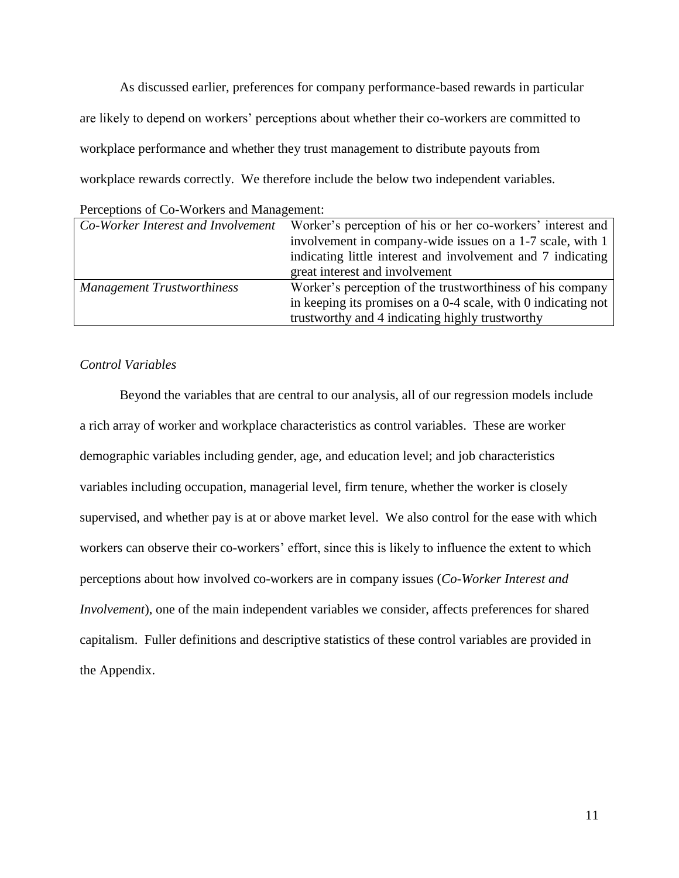As discussed earlier, preferences for company performance-based rewards in particular are likely to depend on workers' perceptions about whether their co-workers are committed to workplace performance and whether they trust management to distribute payouts from workplace rewards correctly. We therefore include the below two independent variables.

Perceptions of Co-Workers and Management:

| | |
|---|---|
| *Co-Worker Interest and Involvement* | Worker's perception of his or her co-workers' interest and involvement in company-wide issues on a 1-7 scale, with 1 indicating little interest and involvement and 7 indicating great interest and involvement |
| *Management Trustworthiness* | Worker's perception of the trustworthiness of his company in keeping its promises on a 0-4 scale, with 0 indicating not trustworthy and 4 indicating highly trustworthy |

*Control Variables*

Beyond the variables that are central to our analysis, all of our regression models include a rich array of worker and workplace characteristics as control variables. These are worker demographic variables including gender, age, and education level; and job characteristics variables including occupation, managerial level, firm tenure, whether the worker is closely supervised, and whether pay is at or above market level. We also control for the ease with which workers can observe their co-workers' effort, since this is likely to influence the extent to which perceptions about how involved co-workers are in company issues (*Co-Worker Interest and Involvement*), one of the main independent variables we consider, affects preferences for shared capitalism. Fuller definitions and descriptive statistics of these control variables are provided in the Appendix.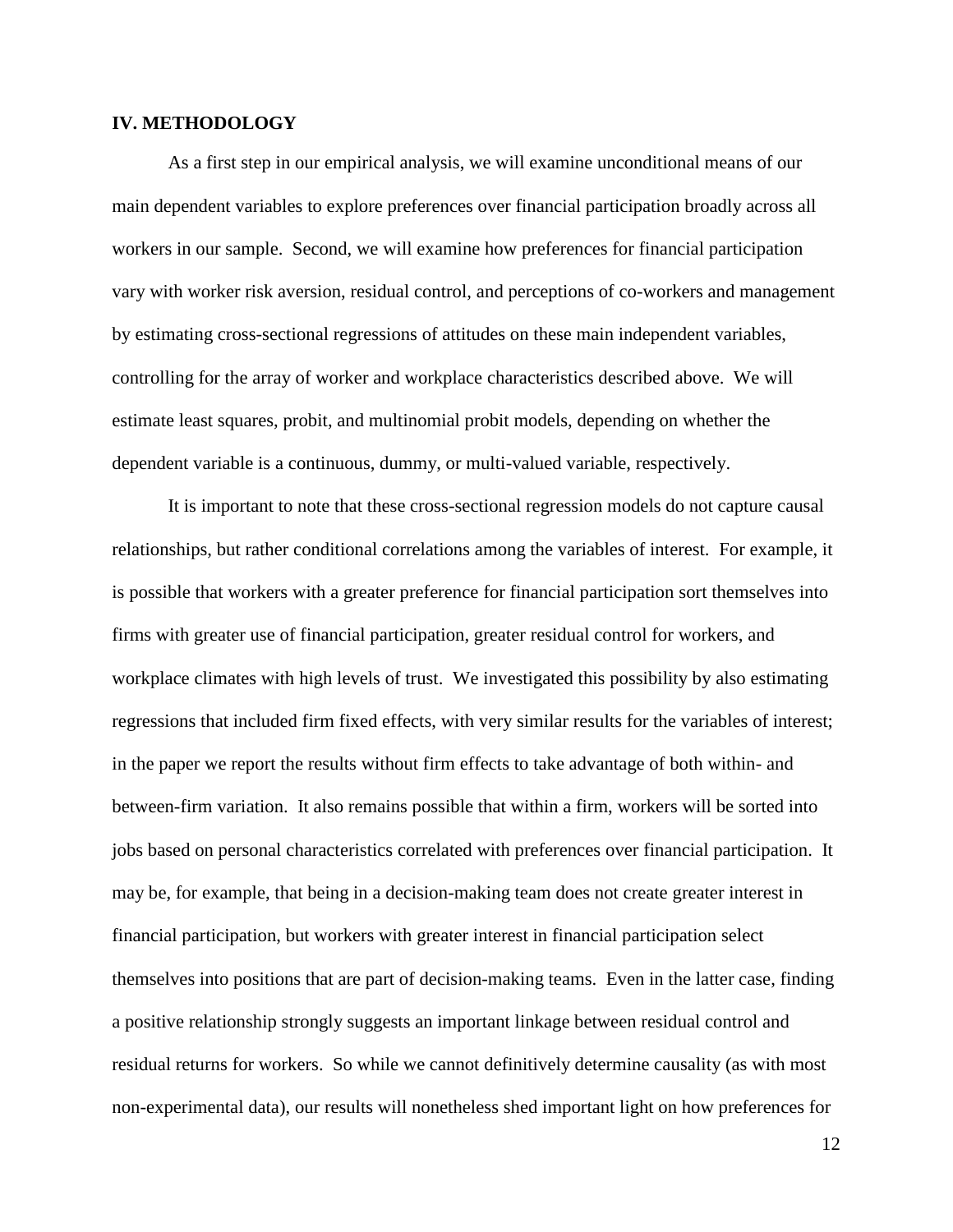## IV. METHODOLOGY

As a first step in our empirical analysis, we will examine unconditional means of our main dependent variables to explore preferences over financial participation broadly across all workers in our sample. Second, we will examine how preferences for financial participation vary with worker risk aversion, residual control, and perceptions of co-workers and management by estimating cross-sectional regressions of attitudes on these main independent variables, controlling for the array of worker and workplace characteristics described above. We will estimate least squares, probit, and multinomial probit models, depending on whether the dependent variable is a continuous, dummy, or multi-valued variable, respectively.

It is important to note that these cross-sectional regression models do not capture causal relationships, but rather conditional correlations among the variables of interest. For example, it is possible that workers with a greater preference for financial participation sort themselves into firms with greater use of financial participation, greater residual control for workers, and workplace climates with high levels of trust. We investigated this possibility by also estimating regressions that included firm fixed effects, with very similar results for the variables of interest; in the paper we report the results without firm effects to take advantage of both within- and between-firm variation. It also remains possible that within a firm, workers will be sorted into jobs based on personal characteristics correlated with preferences over financial participation. It may be, for example, that being in a decision-making team does not create greater interest in financial participation, but workers with greater interest in financial participation select themselves into positions that are part of decision-making teams. Even in the latter case, finding a positive relationship strongly suggests an important linkage between residual control and residual returns for workers. So while we cannot definitively determine causality (as with most non-experimental data), our results will nonetheless shed important light on how preferences for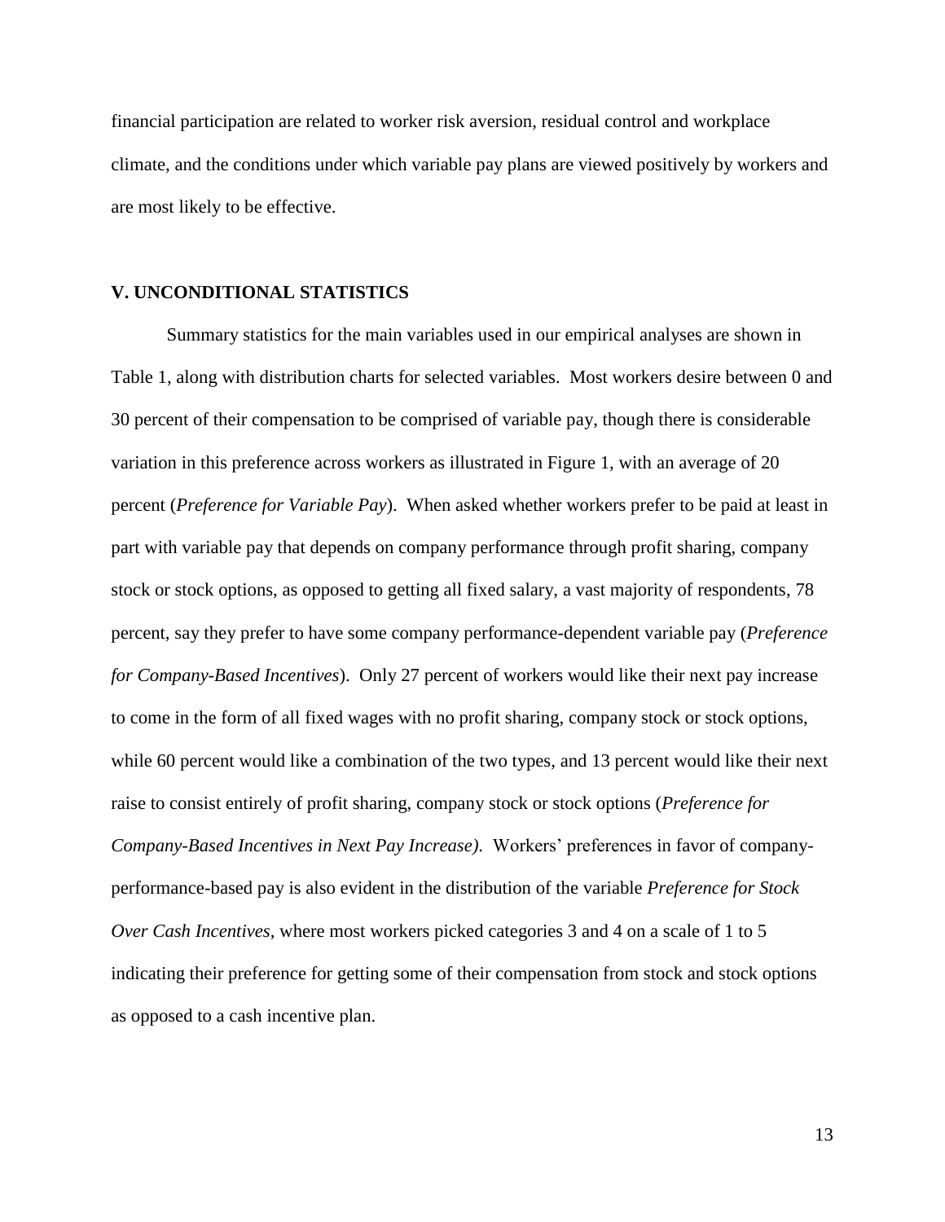financial participation are related to worker risk aversion, residual control and workplace climate, and the conditions under which variable pay plans are viewed positively by workers and are most likely to be effective.

## V. UNCONDITIONAL STATISTICS

Summary statistics for the main variables used in our empirical analyses are shown in Table 1, along with distribution charts for selected variables. Most workers desire between 0 and 30 percent of their compensation to be comprised of variable pay, though there is considerable variation in this preference across workers as illustrated in Figure 1, with an average of 20 percent (*Preference for Variable Pay*). When asked whether workers prefer to be paid at least in part with variable pay that depends on company performance through profit sharing, company stock or stock options, as opposed to getting all fixed salary, a vast majority of respondents, 78 percent, say they prefer to have some company performance-dependent variable pay (*Preference for Company-Based Incentives*). Only 27 percent of workers would like their next pay increase to come in the form of all fixed wages with no profit sharing, company stock or stock options, while 60 percent would like a combination of the two types, and 13 percent would like their next raise to consist entirely of profit sharing, company stock or stock options (*Preference for Company-Based Incentives in Next Pay Increase)*. Workers' preferences in favor of company-performance-based pay is also evident in the distribution of the variable *Preference for Stock Over Cash Incentives*, where most workers picked categories 3 and 4 on a scale of 1 to 5 indicating their preference for getting some of their compensation from stock and stock options as opposed to a cash incentive plan.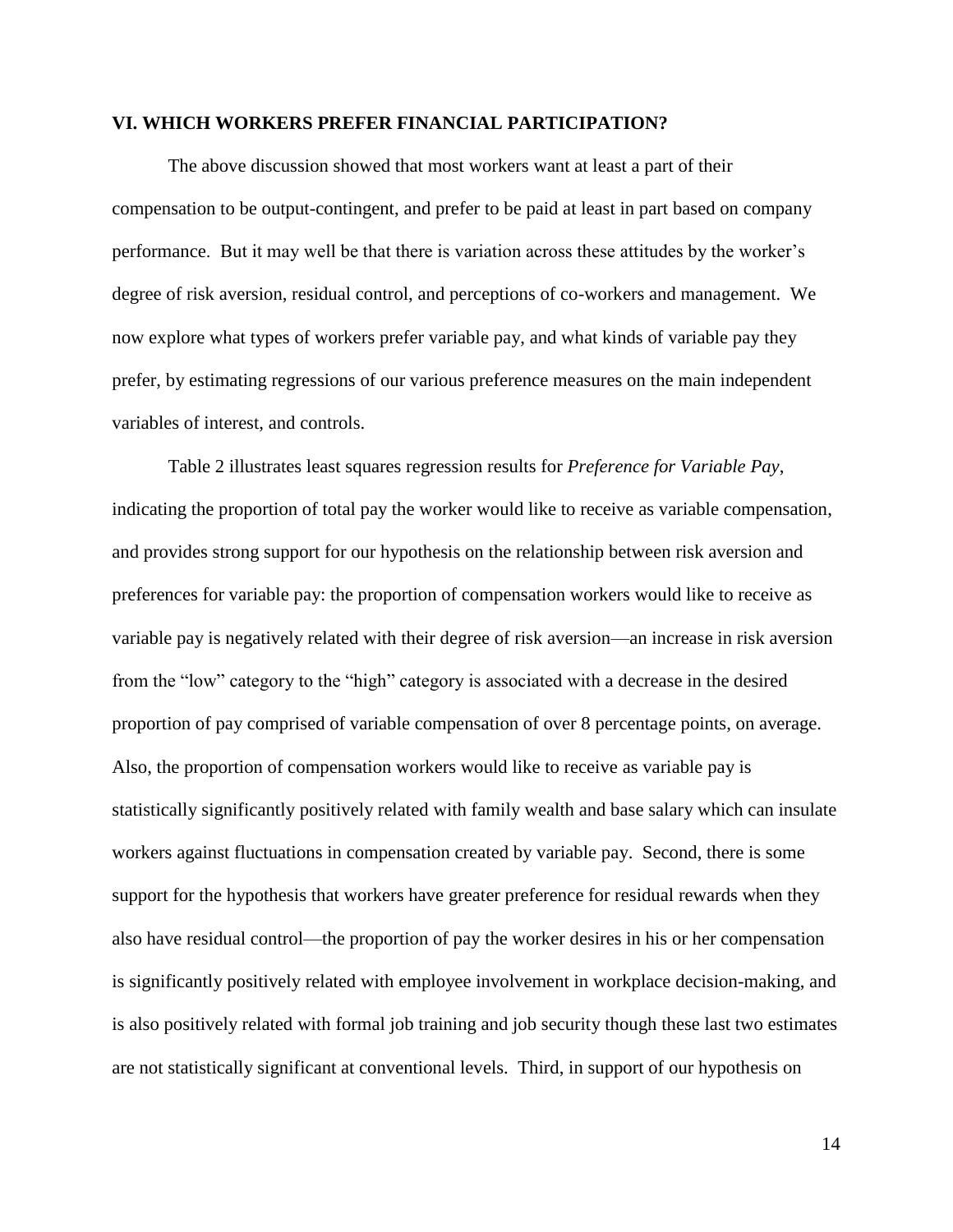### VI. WHICH WORKERS PREFER FINANCIAL PARTICIPATION?

The above discussion showed that most workers want at least a part of their compensation to be output-contingent, and prefer to be paid at least in part based on company performance. But it may well be that there is variation across these attitudes by the worker's degree of risk aversion, residual control, and perceptions of co-workers and management. We now explore what types of workers prefer variable pay, and what kinds of variable pay they prefer, by estimating regressions of our various preference measures on the main independent variables of interest, and controls.

Table 2 illustrates least squares regression results for *Preference for Variable Pay*, indicating the proportion of total pay the worker would like to receive as variable compensation, and provides strong support for our hypothesis on the relationship between risk aversion and preferences for variable pay: the proportion of compensation workers would like to receive as variable pay is negatively related with their degree of risk aversion—an increase in risk aversion from the "low" category to the "high" category is associated with a decrease in the desired proportion of pay comprised of variable compensation of over 8 percentage points, on average. Also, the proportion of compensation workers would like to receive as variable pay is statistically significantly positively related with family wealth and base salary which can insulate workers against fluctuations in compensation created by variable pay. Second, there is some support for the hypothesis that workers have greater preference for residual rewards when they also have residual control—the proportion of pay the worker desires in his or her compensation is significantly positively related with employee involvement in workplace decision-making, and is also positively related with formal job training and job security though these last two estimates are not statistically significant at conventional levels. Third, in support of our hypothesis on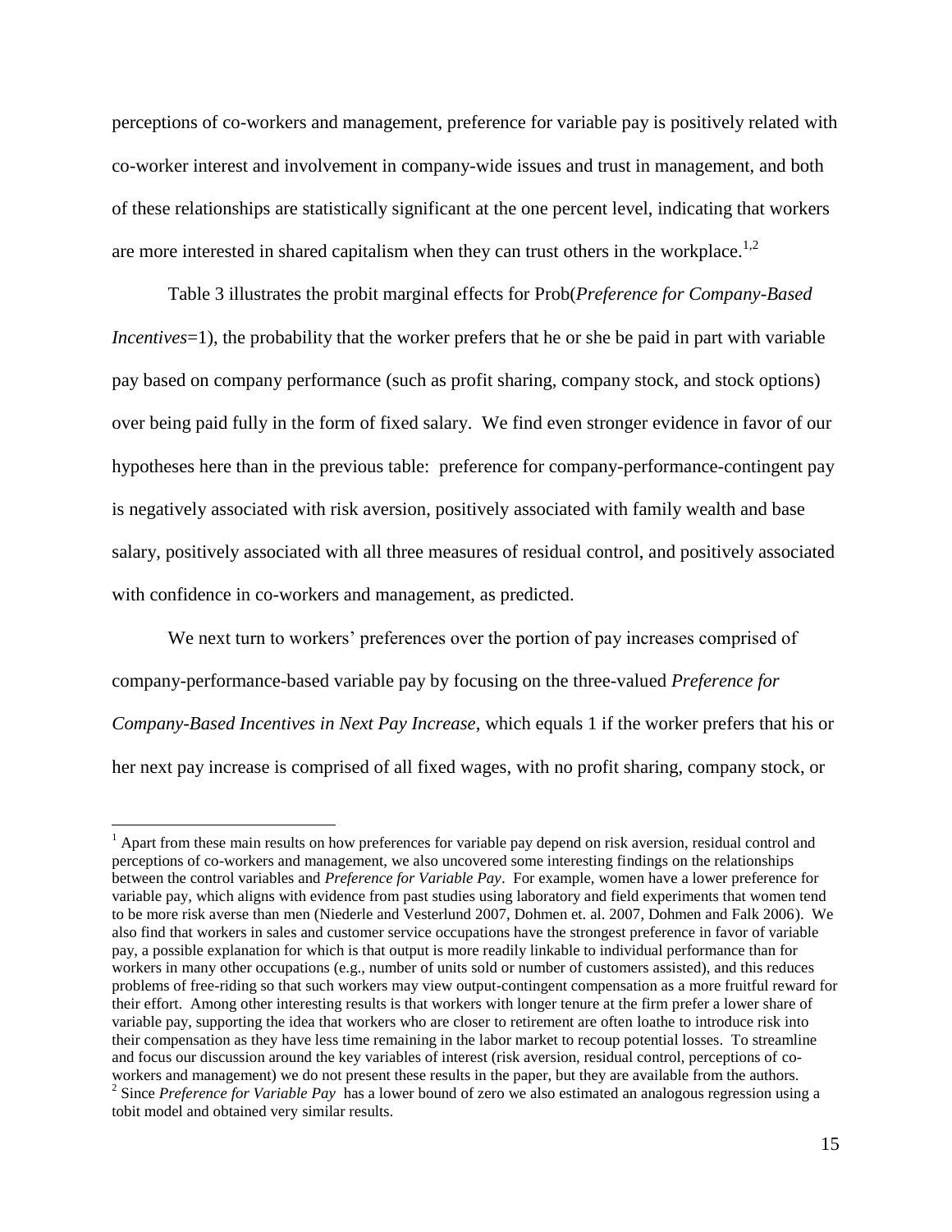perceptions of co-workers and management, preference for variable pay is positively related with co-worker interest and involvement in company-wide issues and trust in management, and both of these relationships are statistically significant at the one percent level, indicating that workers are more interested in shared capitalism when they can trust others in the workplace.[1,2]

Table 3 illustrates the probit marginal effects for Prob(*Preference for Company-Based Incentives*=1), the probability that the worker prefers that he or she be paid in part with variable pay based on company performance (such as profit sharing, company stock, and stock options) over being paid fully in the form of fixed salary. We find even stronger evidence in favor of our hypotheses here than in the previous table: preference for company-performance-contingent pay is negatively associated with risk aversion, positively associated with family wealth and base salary, positively associated with all three measures of residual control, and positively associated with confidence in co-workers and management, as predicted.

We next turn to workers' preferences over the portion of pay increases comprised of company-performance-based variable pay by focusing on the three-valued *Preference for Company-Based Incentives in Next Pay Increase*, which equals 1 if the worker prefers that his or her next pay increase is comprised of all fixed wages, with no profit sharing, company stock, or

---

[1] Apart from these main results on how preferences for variable pay depend on risk aversion, residual control and perceptions of co-workers and management, we also uncovered some interesting findings on the relationships between the control variables and *Preference for Variable Pay*. For example, women have a lower preference for variable pay, which aligns with evidence from past studies using laboratory and field experiments that women tend to be more risk averse than men (Niederle and Vesterlund 2007, Dohmen et. al. 2007, Dohmen and Falk 2006). We also find that workers in sales and customer service occupations have the strongest preference in favor of variable pay, a possible explanation for which is that output is more readily linkable to individual performance than for workers in many other occupations (e.g., number of units sold or number of customers assisted), and this reduces problems of free-riding so that such workers may view output-contingent compensation as a more fruitful reward for their effort. Among other interesting results is that workers with longer tenure at the firm prefer a lower share of variable pay, supporting the idea that workers who are closer to retirement are often loathe to introduce risk into their compensation as they have less time remaining in the labor market to recoup potential losses. To streamline and focus our discussion around the key variables of interest (risk aversion, residual control, perceptions of co-workers and management) we do not present these results in the paper, but they are available from the authors.

[2] Since *Preference for Variable Pay* has a lower bound of zero we also estimated an analogous regression using a tobit model and obtained very similar results.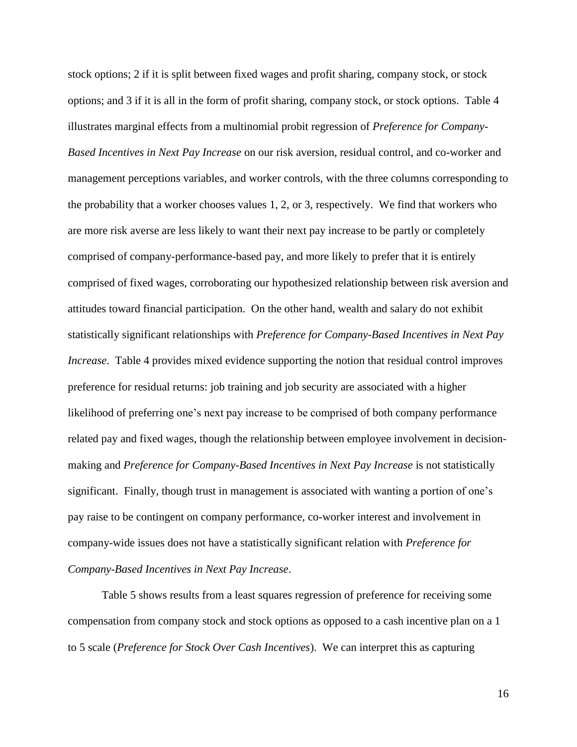stock options; 2 if it is split between fixed wages and profit sharing, company stock, or stock options; and 3 if it is all in the form of profit sharing, company stock, or stock options. Table 4 illustrates marginal effects from a multinomial probit regression of *Preference for Company-Based Incentives in Next Pay Increase* on our risk aversion, residual control, and co-worker and management perceptions variables, and worker controls, with the three columns corresponding to the probability that a worker chooses values 1, 2, or 3, respectively. We find that workers who are more risk averse are less likely to want their next pay increase to be partly or completely comprised of company-performance-based pay, and more likely to prefer that it is entirely comprised of fixed wages, corroborating our hypothesized relationship between risk aversion and attitudes toward financial participation. On the other hand, wealth and salary do not exhibit statistically significant relationships with *Preference for Company-Based Incentives in Next Pay Increase*. Table 4 provides mixed evidence supporting the notion that residual control improves preference for residual returns: job training and job security are associated with a higher likelihood of preferring one's next pay increase to be comprised of both company performance related pay and fixed wages, though the relationship between employee involvement in decision-making and *Preference for Company-Based Incentives in Next Pay Increase* is not statistically significant. Finally, though trust in management is associated with wanting a portion of one's pay raise to be contingent on company performance, co-worker interest and involvement in company-wide issues does not have a statistically significant relation with *Preference for Company-Based Incentives in Next Pay Increase*.

Table 5 shows results from a least squares regression of preference for receiving some compensation from company stock and stock options as opposed to a cash incentive plan on a 1 to 5 scale (*Preference for Stock Over Cash Incentives*). We can interpret this as capturing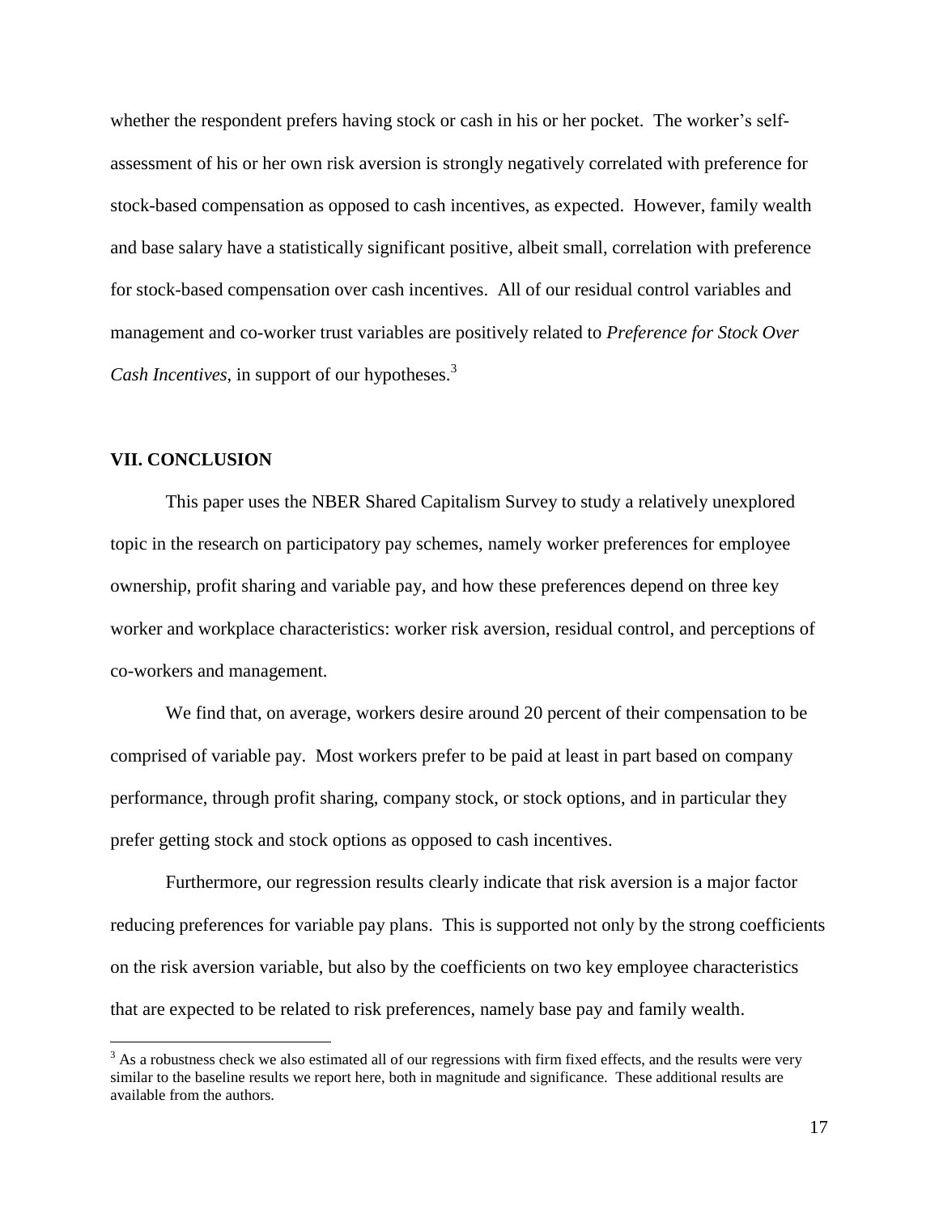whether the respondent prefers having stock or cash in his or her pocket. The worker's self-assessment of his or her own risk aversion is strongly negatively correlated with preference for stock-based compensation as opposed to cash incentives, as expected. However, family wealth and base salary have a statistically significant positive, albeit small, correlation with preference for stock-based compensation over cash incentives. All of our residual control variables and management and co-worker trust variables are positively related to *Preference for Stock Over Cash Incentives*, in support of our hypotheses.[3]

## VII. CONCLUSION

This paper uses the NBER Shared Capitalism Survey to study a relatively unexplored topic in the research on participatory pay schemes, namely worker preferences for employee ownership, profit sharing and variable pay, and how these preferences depend on three key worker and workplace characteristics: worker risk aversion, residual control, and perceptions of co-workers and management.

We find that, on average, workers desire around 20 percent of their compensation to be comprised of variable pay. Most workers prefer to be paid at least in part based on company performance, through profit sharing, company stock, or stock options, and in particular they prefer getting stock and stock options as opposed to cash incentives.

Furthermore, our regression results clearly indicate that risk aversion is a major factor reducing preferences for variable pay plans. This is supported not only by the strong coefficients on the risk aversion variable, but also by the coefficients on two key employee characteristics that are expected to be related to risk preferences, namely base pay and family wealth.

[3] As a robustness check we also estimated all of our regressions with firm fixed effects, and the results were very similar to the baseline results we report here, both in magnitude and significance. These additional results are available from the authors.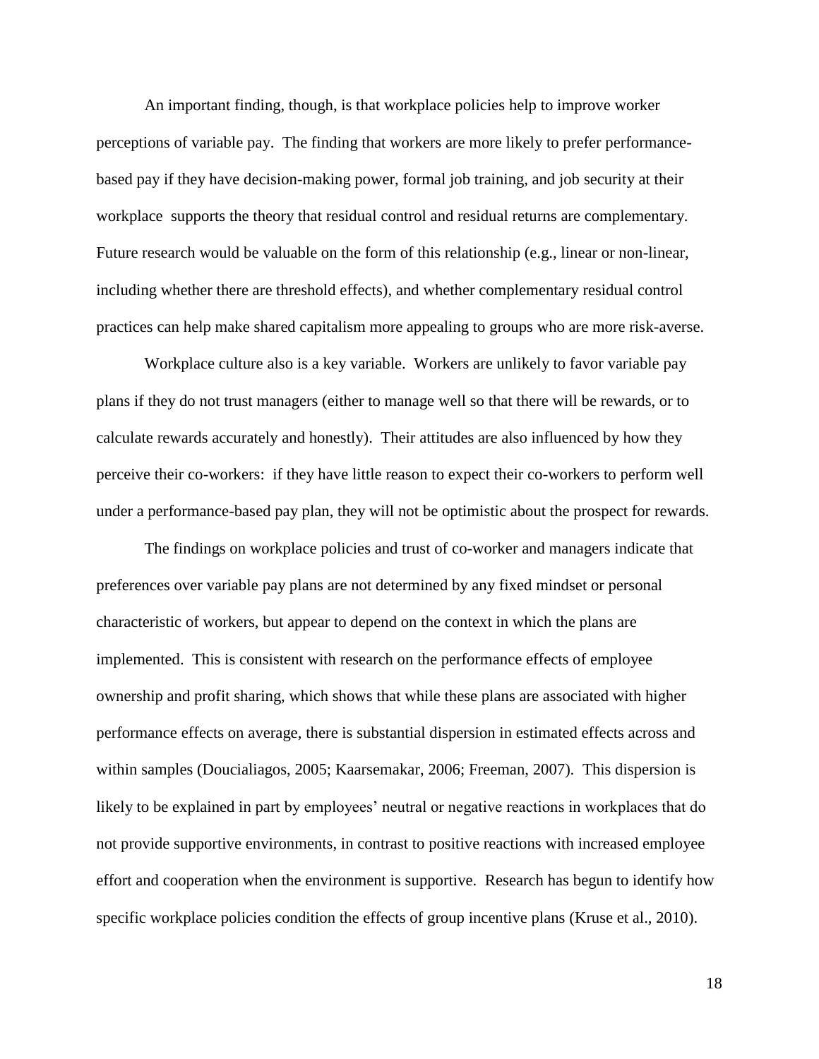An important finding, though, is that workplace policies help to improve worker perceptions of variable pay. The finding that workers are more likely to prefer performance-based pay if they have decision-making power, formal job training, and job security at their workplace supports the theory that residual control and residual returns are complementary. Future research would be valuable on the form of this relationship (e.g., linear or non-linear, including whether there are threshold effects), and whether complementary residual control practices can help make shared capitalism more appealing to groups who are more risk-averse.

Workplace culture also is a key variable. Workers are unlikely to favor variable pay plans if they do not trust managers (either to manage well so that there will be rewards, or to calculate rewards accurately and honestly). Their attitudes are also influenced by how they perceive their co-workers: if they have little reason to expect their co-workers to perform well under a performance-based pay plan, they will not be optimistic about the prospect for rewards.

The findings on workplace policies and trust of co-worker and managers indicate that preferences over variable pay plans are not determined by any fixed mindset or personal characteristic of workers, but appear to depend on the context in which the plans are implemented. This is consistent with research on the performance effects of employee ownership and profit sharing, which shows that while these plans are associated with higher performance effects on average, there is substantial dispersion in estimated effects across and within samples (Doucialiagos, 2005; Kaarsemakar, 2006; Freeman, 2007). This dispersion is likely to be explained in part by employees' neutral or negative reactions in workplaces that do not provide supportive environments, in contrast to positive reactions with increased employee effort and cooperation when the environment is supportive. Research has begun to identify how specific workplace policies condition the effects of group incentive plans (Kruse et al., 2010).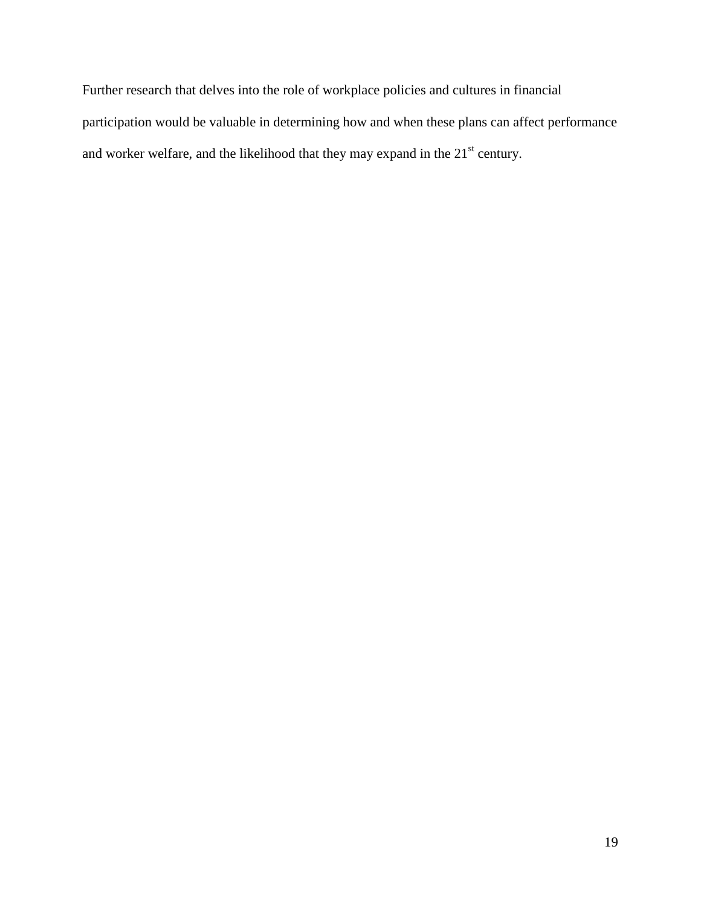Further research that delves into the role of workplace policies and cultures in financial participation would be valuable in determining how and when these plans can affect performance and worker welfare, and the likelihood that they may expand in the 21st century.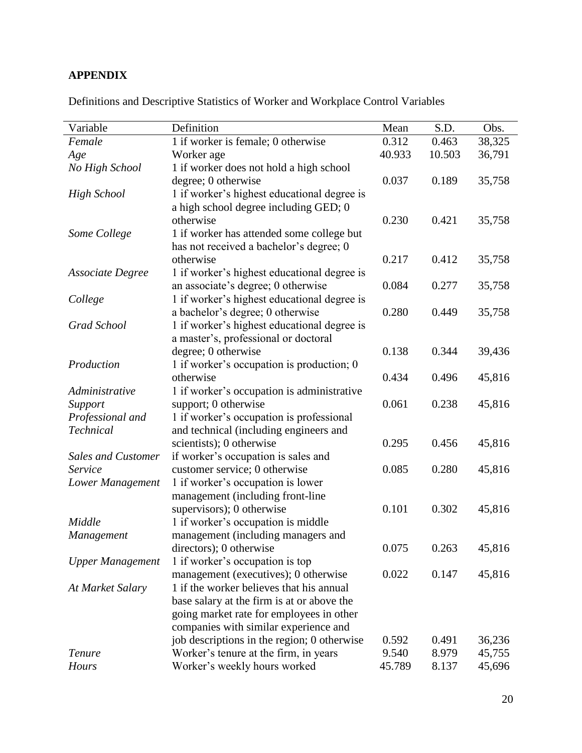## APPENDIX

Definitions and Descriptive Statistics of Worker and Workplace Control Variables

| Variable | Definition | Mean | S.D. | Obs. |
|---|---|---|---|---|
| *Female* | 1 if worker is female; 0 otherwise | 0.312 | 0.463 | 38,325 |
| *Age* | Worker age | 40.933 | 10.503 | 36,791 |
| *No High School* | 1 if worker does not hold a high school degree; 0 otherwise | 0.037 | 0.189 | 35,758 |
| *High School* | 1 if worker's highest educational degree is a high school degree including GED; 0 otherwise | 0.230 | 0.421 | 35,758 |
| *Some College* | 1 if worker has attended some college but has not received a bachelor's degree; 0 otherwise | 0.217 | 0.412 | 35,758 |
| *Associate Degree* | 1 if worker's highest educational degree is an associate's degree; 0 otherwise | 0.084 | 0.277 | 35,758 |
| *College* | 1 if worker's highest educational degree is a bachelor's degree; 0 otherwise | 0.280 | 0.449 | 35,758 |
| *Grad School* | 1 if worker's highest educational degree is a master's, professional or doctoral degree; 0 otherwise | 0.138 | 0.344 | 39,436 |
| *Production* | 1 if worker's occupation is production; 0 otherwise | 0.434 | 0.496 | 45,816 |
| *Administrative Support* | 1 if worker's occupation is administrative support; 0 otherwise | 0.061 | 0.238 | 45,816 |
| *Professional and Technical* | 1 if worker's occupation is professional and technical (including engineers and scientists); 0 otherwise | 0.295 | 0.456 | 45,816 |
| *Sales and Customer Service* | if worker's occupation is sales and customer service; 0 otherwise | 0.085 | 0.280 | 45,816 |
| *Lower Management* | 1 if worker's occupation is lower management (including front-line supervisors); 0 otherwise | 0.101 | 0.302 | 45,816 |
| *Middle Management* | 1 if worker's occupation is middle management (including managers and directors); 0 otherwise | 0.075 | 0.263 | 45,816 |
| *Upper Management* | 1 if worker's occupation is top management (executives); 0 otherwise | 0.022 | 0.147 | 45,816 |
| *At Market Salary* | 1 if the worker believes that his annual base salary at the firm is at or above the going market rate for employees in other companies with similar experience and job descriptions in the region; 0 otherwise | 0.592 | 0.491 | 36,236 |
| *Tenure* | Worker's tenure at the firm, in years | 9.540 | 8.979 | 45,755 |
| *Hours* | Worker's weekly hours worked | 45.789 | 8.137 | 45,696 |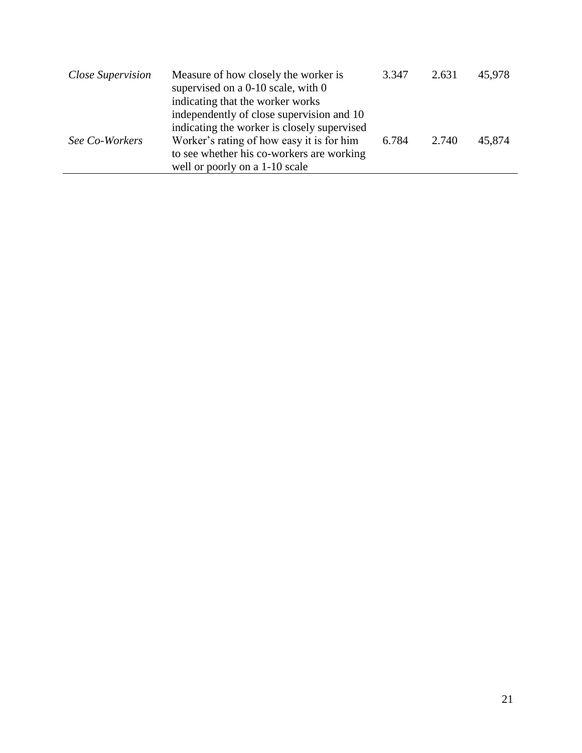| | | | | |
|---|---|---|---|---|
| *Close Supervision* | Measure of how closely the worker is supervised on a 0-10 scale, with 0 indicating that the worker works independently of close supervision and 10 indicating the worker is closely supervised | 3.347 | 2.631 | 45,978 |
| *See Co-Workers* | Worker's rating of how easy it is for him to see whether his co-workers are working well or poorly on a 1-10 scale | 6.784 | 2.740 | 45,874 |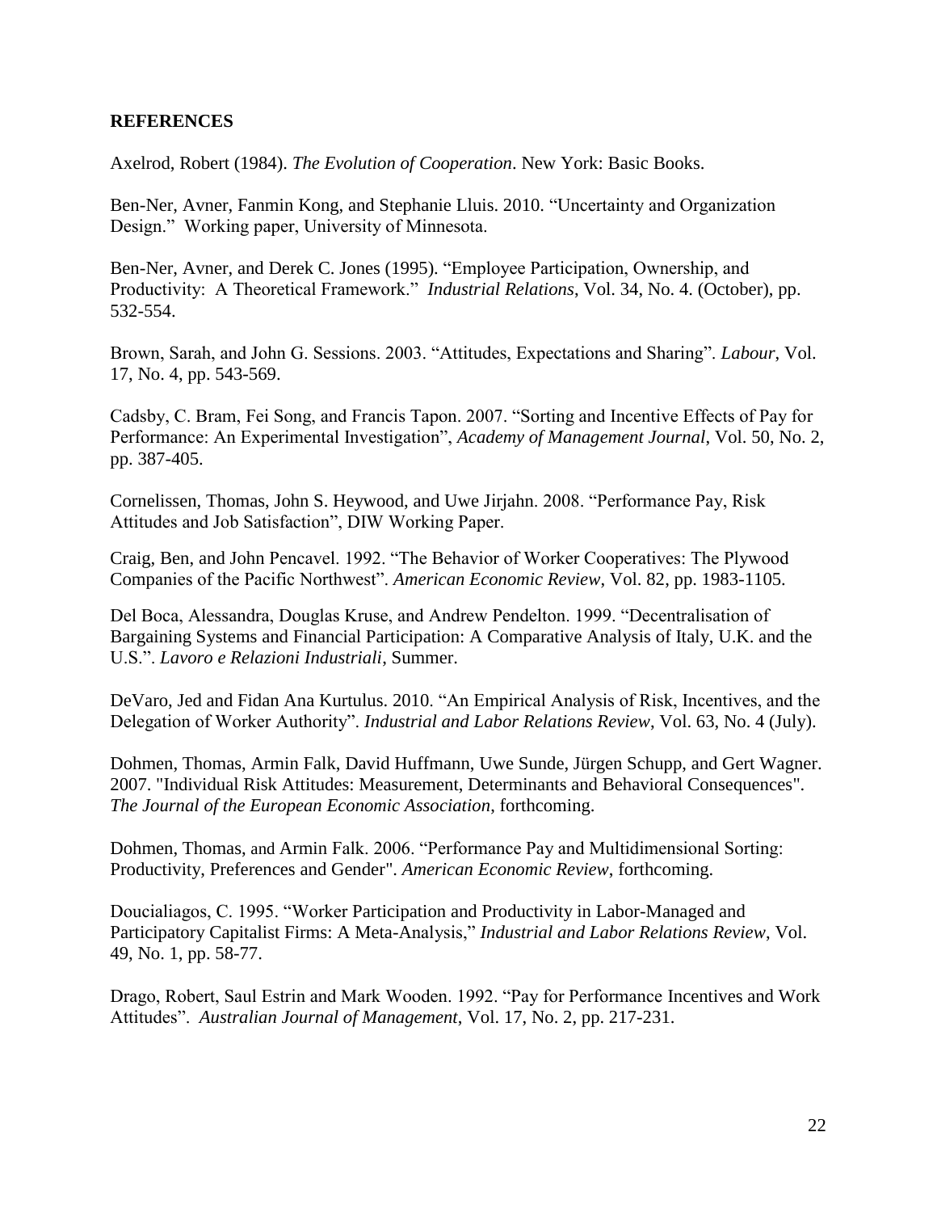**REFERENCES**

Axelrod, Robert (1984). *The Evolution of Cooperation*. New York: Basic Books.

Ben-Ner, Avner, Fanmin Kong, and Stephanie Lluis. 2010. "Uncertainty and Organization Design." Working paper, University of Minnesota.

Ben-Ner, Avner, and Derek C. Jones (1995). "Employee Participation, Ownership, and Productivity: A Theoretical Framework." *Industrial Relations*, Vol. 34, No. 4. (October), pp. 532-554.

Brown, Sarah, and John G. Sessions. 2003. "Attitudes, Expectations and Sharing". *Labour*, Vol. 17, No. 4, pp. 543-569.

Cadsby, C. Bram, Fei Song, and Francis Tapon. 2007. "Sorting and Incentive Effects of Pay for Performance: An Experimental Investigation", *Academy of Management Journal*, Vol. 50, No. 2, pp. 387-405.

Cornelissen, Thomas, John S. Heywood, and Uwe Jirjahn. 2008. "Performance Pay, Risk Attitudes and Job Satisfaction", DIW Working Paper.

Craig, Ben, and John Pencavel. 1992. "The Behavior of Worker Cooperatives: The Plywood Companies of the Pacific Northwest". *American Economic Review*, Vol. 82, pp. 1983-1105.

Del Boca, Alessandra, Douglas Kruse, and Andrew Pendelton. 1999. "Decentralisation of Bargaining Systems and Financial Participation: A Comparative Analysis of Italy, U.K. and the U.S.". *Lavoro e Relazioni Industriali*, Summer.

DeVaro, Jed and Fidan Ana Kurtulus. 2010. "An Empirical Analysis of Risk, Incentives, and the Delegation of Worker Authority". *Industrial and Labor Relations Review*, Vol. 63, No. 4 (July).

Dohmen, Thomas, Armin Falk, David Huffmann, Uwe Sunde, Jürgen Schupp, and Gert Wagner. 2007. "Individual Risk Attitudes: Measurement, Determinants and Behavioral Consequences". *The Journal of the European Economic Association*, forthcoming.

Dohmen, Thomas, and Armin Falk. 2006. "Performance Pay and Multidimensional Sorting: Productivity, Preferences and Gender". *American Economic Review*, forthcoming.

Doucialiagos, C. 1995. "Worker Participation and Productivity in Labor-Managed and Participatory Capitalist Firms: A Meta-Analysis," *Industrial and Labor Relations Review*, Vol. 49, No. 1, pp. 58-77.

Drago, Robert, Saul Estrin and Mark Wooden. 1992. "Pay for Performance Incentives and Work Attitudes". *Australian Journal of Management*, Vol. 17, No. 2, pp. 217-231.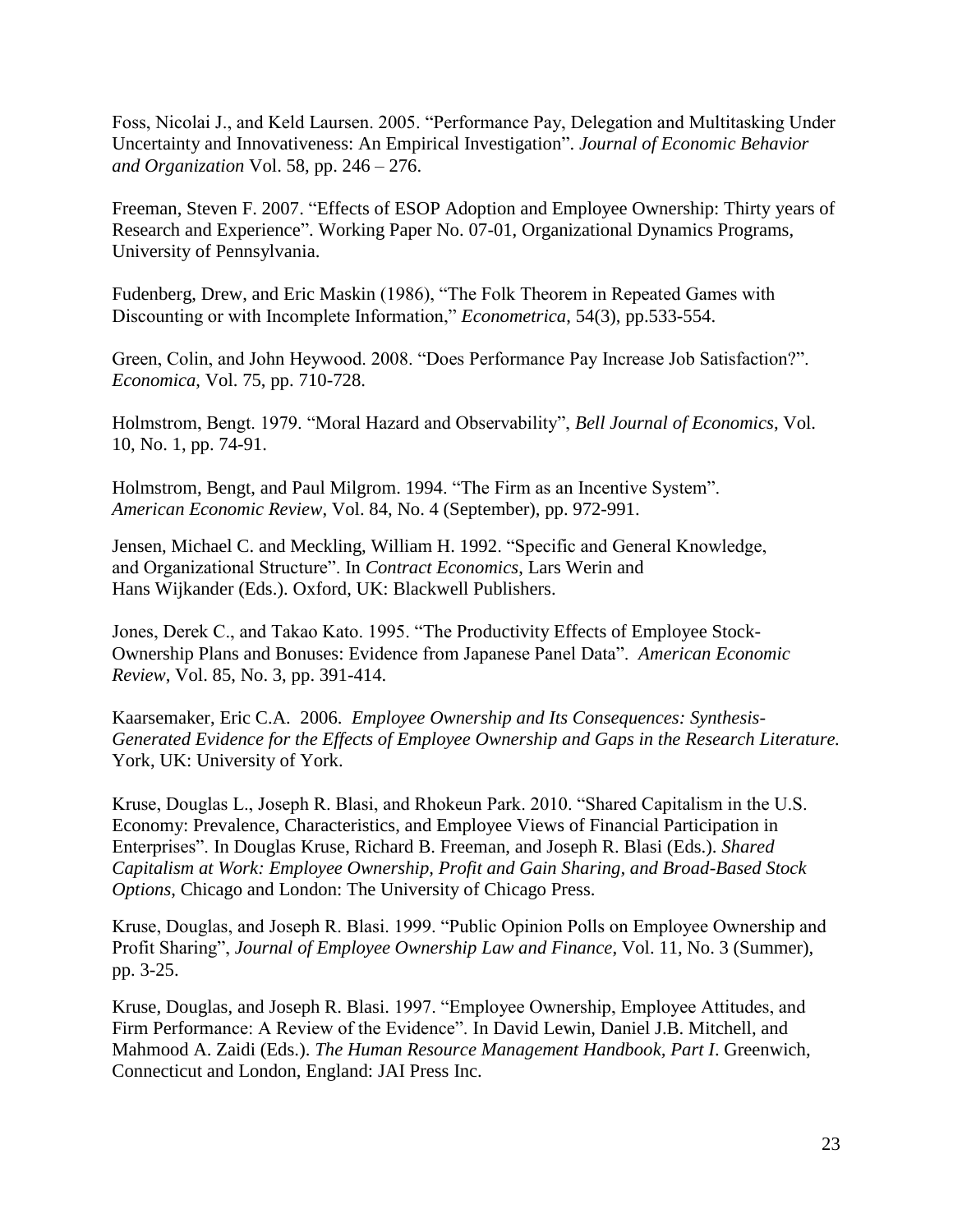Foss, Nicolai J., and Keld Laursen. 2005. "Performance Pay, Delegation and Multitasking Under Uncertainty and Innovativeness: An Empirical Investigation". *Journal of Economic Behavior and Organization* Vol. 58, pp. 246 – 276.

Freeman, Steven F. 2007. "Effects of ESOP Adoption and Employee Ownership: Thirty years of Research and Experience". Working Paper No. 07-01, Organizational Dynamics Programs, University of Pennsylvania.

Fudenberg, Drew, and Eric Maskin (1986), "The Folk Theorem in Repeated Games with Discounting or with Incomplete Information," *Econometrica*, 54(3), pp.533-554.

Green, Colin, and John Heywood. 2008. "Does Performance Pay Increase Job Satisfaction?". *Economica*, Vol. 75, pp. 710-728.

Holmstrom, Bengt. 1979. "Moral Hazard and Observability", *Bell Journal of Economics*, Vol. 10, No. 1, pp. 74-91.

Holmstrom, Bengt, and Paul Milgrom. 1994. "The Firm as an Incentive System". *American Economic Review*, Vol. 84, No. 4 (September), pp. 972-991.

Jensen, Michael C. and Meckling, William H. 1992. "Specific and General Knowledge, and Organizational Structure". In *Contract Economics*, Lars Werin and Hans Wijkander (Eds.). Oxford, UK: Blackwell Publishers.

Jones, Derek C., and Takao Kato. 1995. "The Productivity Effects of Employee Stock-Ownership Plans and Bonuses: Evidence from Japanese Panel Data". *American Economic Review*, Vol. 85, No. 3, pp. 391-414.

Kaarsemaker, Eric C.A. 2006. *Employee Ownership and Its Consequences: Synthesis-Generated Evidence for the Effects of Employee Ownership and Gaps in the Research Literature.* York, UK: University of York.

Kruse, Douglas L., Joseph R. Blasi, and Rhokeun Park. 2010. "Shared Capitalism in the U.S. Economy: Prevalence, Characteristics, and Employee Views of Financial Participation in Enterprises". In Douglas Kruse, Richard B. Freeman, and Joseph R. Blasi (Eds.). *Shared Capitalism at Work: Employee Ownership, Profit and Gain Sharing, and Broad-Based Stock Options*, Chicago and London: The University of Chicago Press.

Kruse, Douglas, and Joseph R. Blasi. 1999. "Public Opinion Polls on Employee Ownership and Profit Sharing", *Journal of Employee Ownership Law and Finance*, Vol. 11, No. 3 (Summer), pp. 3-25.

Kruse, Douglas, and Joseph R. Blasi. 1997. "Employee Ownership, Employee Attitudes, and Firm Performance: A Review of the Evidence". In David Lewin, Daniel J.B. Mitchell, and Mahmood A. Zaidi (Eds.). *The Human Resource Management Handbook, Part I*. Greenwich, Connecticut and London, England: JAI Press Inc.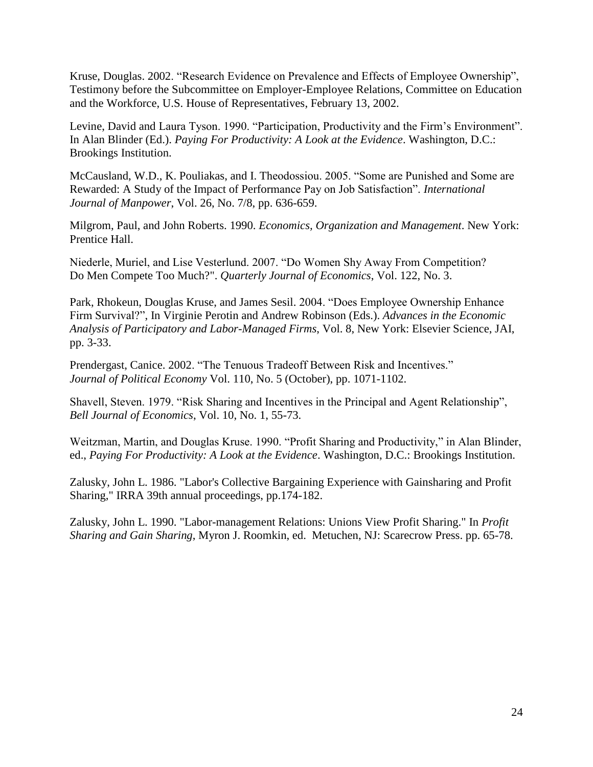Kruse, Douglas. 2002. "Research Evidence on Prevalence and Effects of Employee Ownership", Testimony before the Subcommittee on Employer-Employee Relations, Committee on Education and the Workforce, U.S. House of Representatives, February 13, 2002.

Levine, David and Laura Tyson. 1990. "Participation, Productivity and the Firm's Environment". In Alan Blinder (Ed.). *Paying For Productivity: A Look at the Evidence*. Washington, D.C.: Brookings Institution.

McCausland, W.D., K. Pouliakas, and I. Theodossiou. 2005. "Some are Punished and Some are Rewarded: A Study of the Impact of Performance Pay on Job Satisfaction". *International Journal of Manpower*, Vol. 26, No. 7/8, pp. 636-659.

Milgrom, Paul, and John Roberts. 1990. *Economics, Organization and Management*. New York: Prentice Hall.

Niederle, Muriel, and Lise Vesterlund. 2007. "Do Women Shy Away From Competition? Do Men Compete Too Much?". *Quarterly Journal of Economics*, Vol. 122, No. 3.

Park, Rhokeun, Douglas Kruse, and James Sesil. 2004. "Does Employee Ownership Enhance Firm Survival?", In Virginie Perotin and Andrew Robinson (Eds.). *Advances in the Economic Analysis of Participatory and Labor-Managed Firms*, Vol. 8, New York: Elsevier Science, JAI, pp. 3-33.

Prendergast, Canice. 2002. "The Tenuous Tradeoff Between Risk and Incentives." *Journal of Political Economy* Vol. 110, No. 5 (October), pp. 1071-1102.

Shavell, Steven. 1979. "Risk Sharing and Incentives in the Principal and Agent Relationship", *Bell Journal of Economics*, Vol. 10, No. 1, 55-73.

Weitzman, Martin, and Douglas Kruse. 1990. "Profit Sharing and Productivity," in Alan Blinder, ed., *Paying For Productivity: A Look at the Evidence*. Washington, D.C.: Brookings Institution.

Zalusky, John L. 1986. "Labor's Collective Bargaining Experience with Gainsharing and Profit Sharing," IRRA 39th annual proceedings, pp.174-182.

Zalusky, John L. 1990. "Labor-management Relations: Unions View Profit Sharing." In *Profit Sharing and Gain Sharing*, Myron J. Roomkin, ed. Metuchen, NJ: Scarecrow Press. pp. 65-78.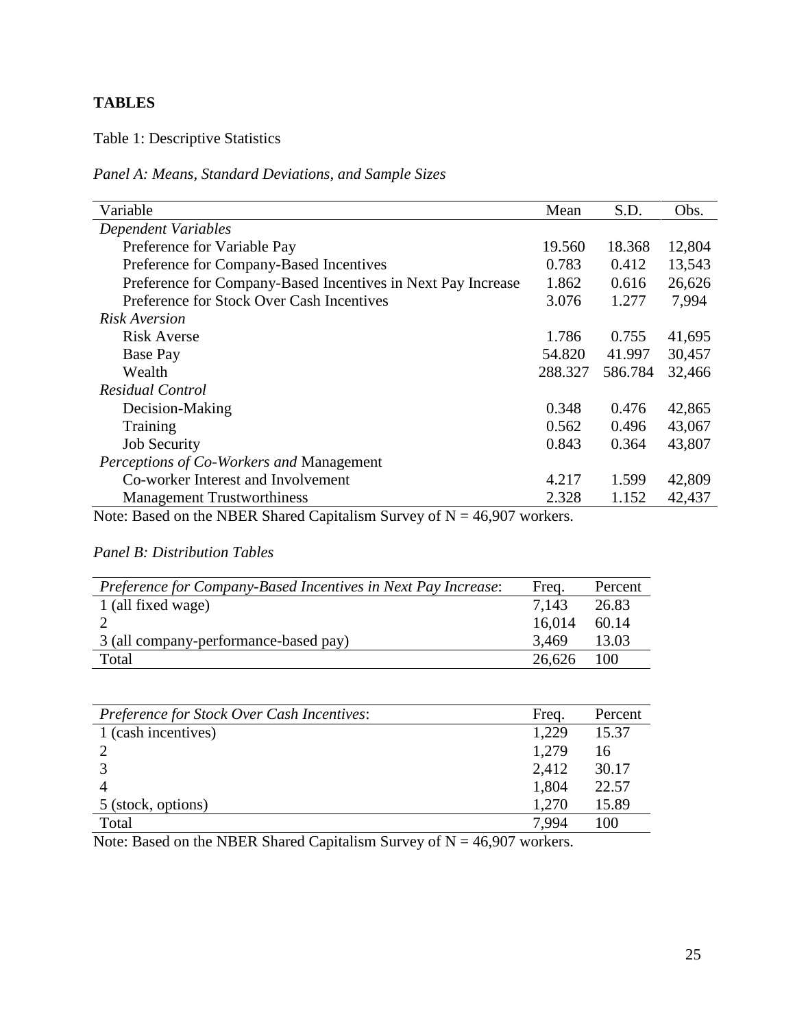**TABLES**

Table 1: Descriptive Statistics

*Panel A: Means, Standard Deviations, and Sample Sizes*

| Variable | Mean | S.D. | Obs. |
|---|---|---|---|
| *Dependent Variables* | | | |
| Preference for Variable Pay | 19.560 | 18.368 | 12,804 |
| Preference for Company-Based Incentives | 0.783 | 0.412 | 13,543 |
| Preference for Company-Based Incentives in Next Pay Increase | 1.862 | 0.616 | 26,626 |
| Preference for Stock Over Cash Incentives | 3.076 | 1.277 | 7,994 |
| *Risk Aversion* | | | |
| Risk Averse | 1.786 | 0.755 | 41,695 |
| Base Pay | 54.820 | 41.997 | 30,457 |
| Wealth | 288.327 | 586.784 | 32,466 |
| *Residual Control* | | | |
| Decision-Making | 0.348 | 0.476 | 42,865 |
| Training | 0.562 | 0.496 | 43,067 |
| Job Security | 0.843 | 0.364 | 43,807 |
| *Perceptions of Co-Workers and* Management | | | |
| Co-worker Interest and Involvement | 4.217 | 1.599 | 42,809 |
| Management Trustworthiness | 2.328 | 1.152 | 42,437 |

Note: Based on the NBER Shared Capitalism Survey of N = 46,907 workers.

*Panel B: Distribution Tables*

| *Preference for Company-Based Incentives in Next Pay Increase*: | Freq. | Percent |
|---|---|---|
| 1 (all fixed wage) | 7,143 | 26.83 |
| 2 | 16,014 | 60.14 |
| 3 (all company-performance-based pay) | 3,469 | 13.03 |
| Total | 26,626 | 100 |

| *Preference for Stock Over Cash Incentives*: | Freq. | Percent |
|---|---|---|
| 1 (cash incentives) | 1,229 | 15.37 |
| 2 | 1,279 | 16 |
| 3 | 2,412 | 30.17 |
| 4 | 1,804 | 22.57 |
| 5 (stock, options) | 1,270 | 15.89 |
| Total | 7,994 | 100 |

Note: Based on the NBER Shared Capitalism Survey of N = 46,907 workers.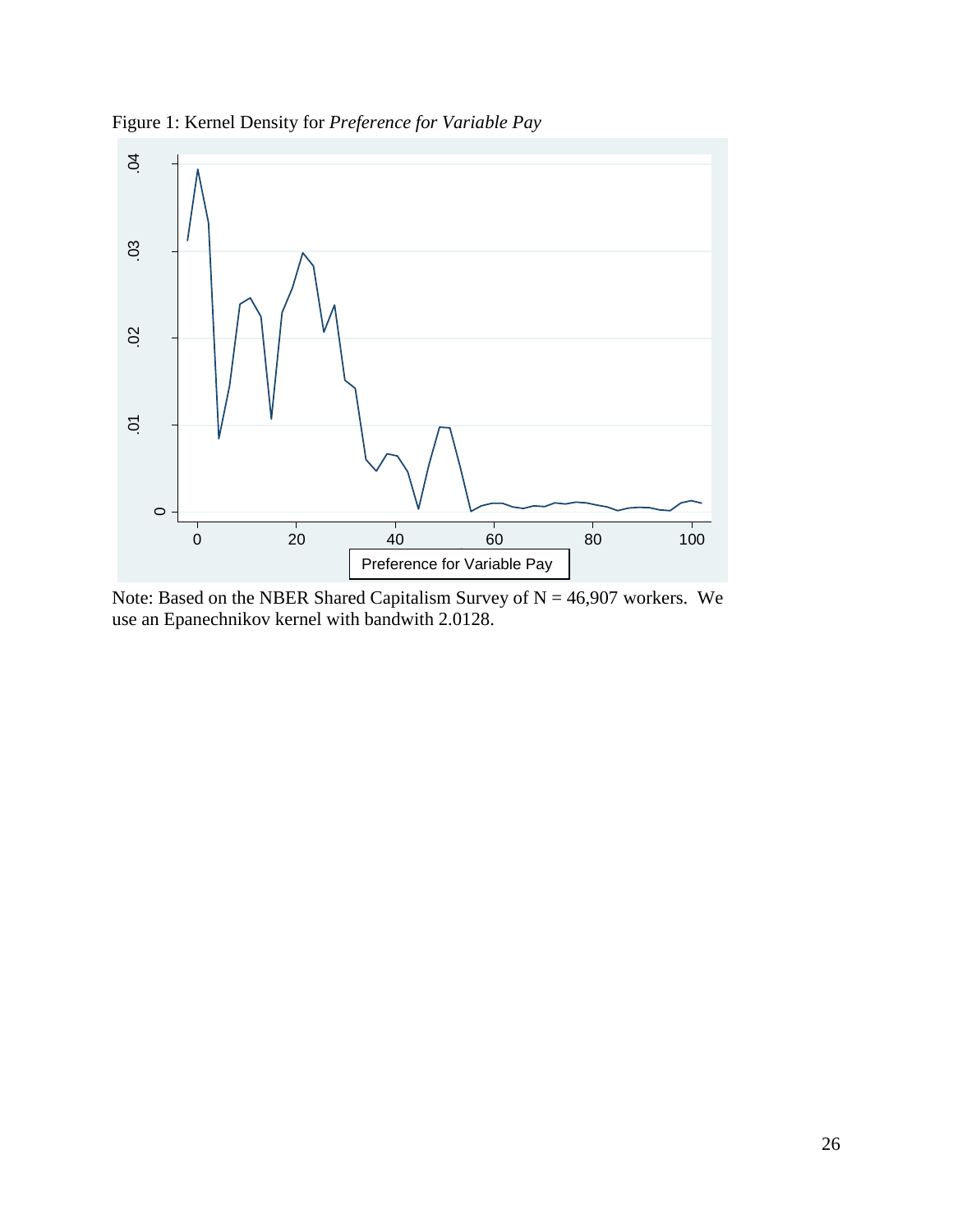Figure 1: Kernel Density for *Preference for Variable Pay*

Note: Based on the NBER Shared Capitalism Survey of N = 46,907 workers. We use an Epanechnikov kernel with bandwith 2.0128.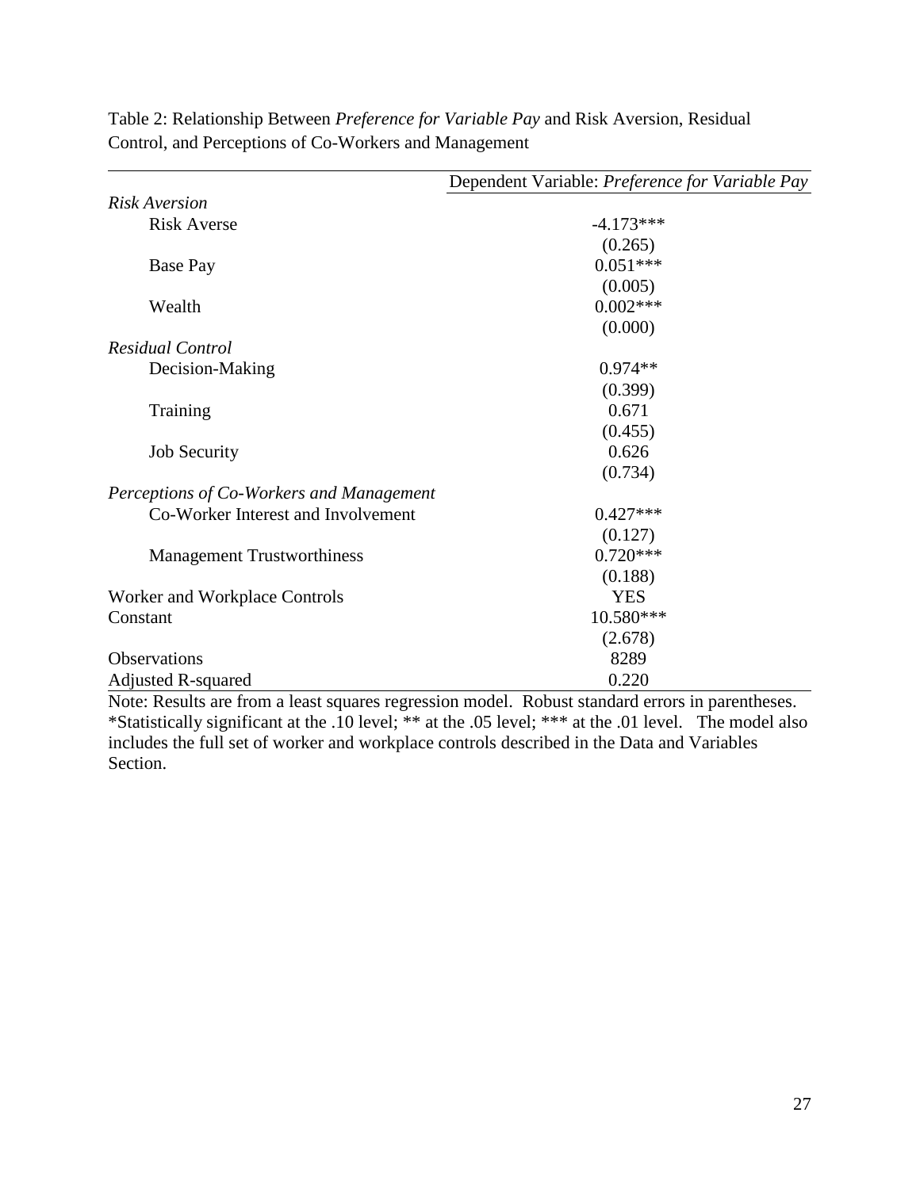Table 2: Relationship Between *Preference for Variable Pay* and Risk Aversion, Residual Control, and Perceptions of Co-Workers and Management

| | Dependent Variable: *Preference for Variable Pay* |
|---|---|
| *Risk Aversion* | |
| Risk Averse | -4.173*** |
| | (0.265) |
| Base Pay | 0.051*** |
| | (0.005) |
| Wealth | 0.002*** |
| | (0.000) |
| *Residual Control* | |
| Decision-Making | 0.974** |
| | (0.399) |
| Training | 0.671 |
| | (0.455) |
| Job Security | 0.626 |
| | (0.734) |
| *Perceptions of Co-Workers and Management* | |
| Co-Worker Interest and Involvement | 0.427*** |
| | (0.127) |
| Management Trustworthiness | 0.720*** |
| | (0.188) |
| Worker and Workplace Controls | YES |
| Constant | 10.580*** |
| | (2.678) |
| Observations | 8289 |
| Adjusted R-squared | 0.220 |

Note: Results are from a least squares regression model. Robust standard errors in parentheses. *Statistically significant at the .10 level; ** at the .05 level; *** at the .01 level. The model also includes the full set of worker and workplace controls described in the Data and Variables Section.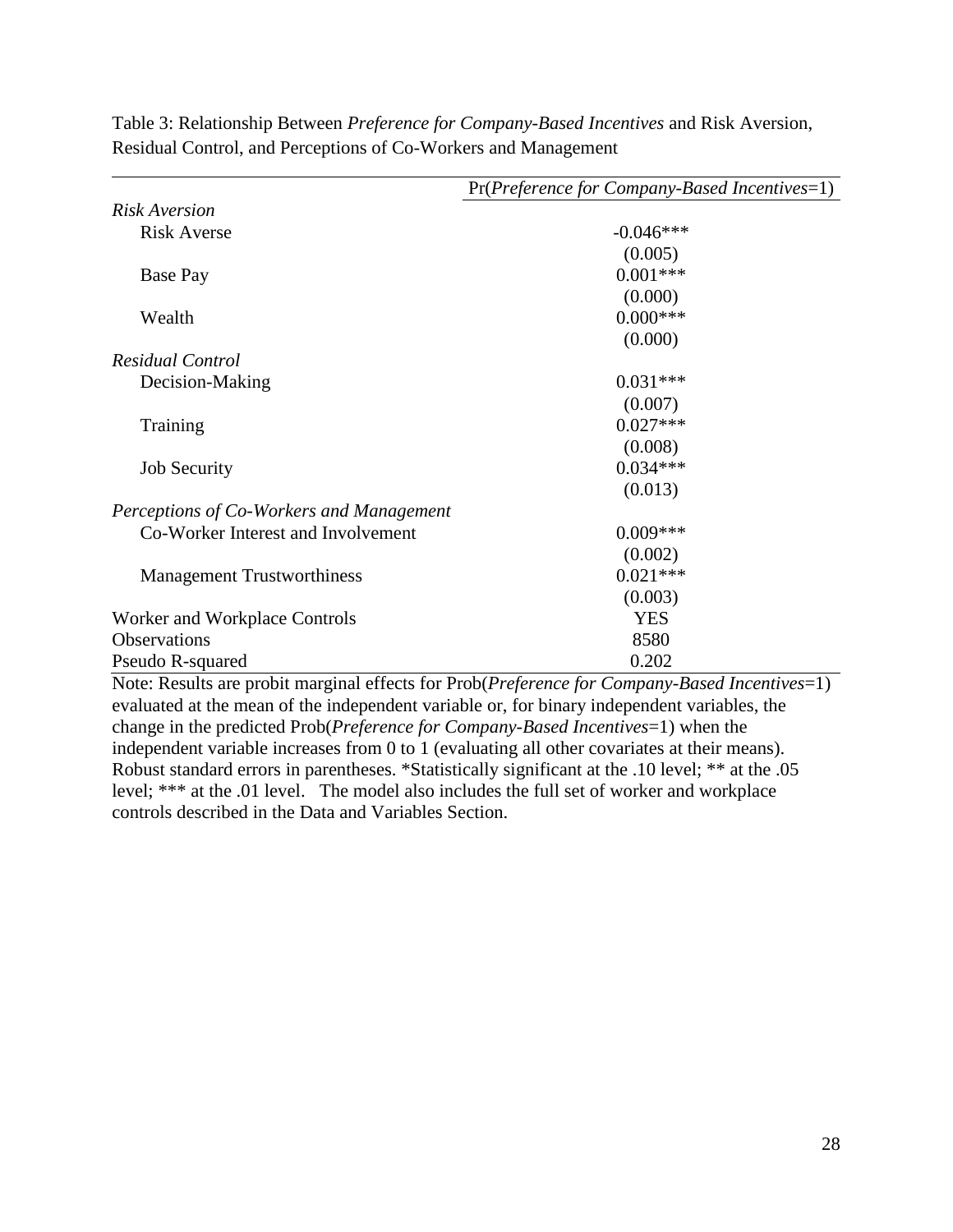Table 3: Relationship Between *Preference for Company-Based Incentives* and Risk Aversion, Residual Control, and Perceptions of Co-Workers and Management

| | Pr(*Preference for Company-Based Incentives*=1) |
|---|---|
| *Risk Aversion* | |
| Risk Averse | -0.046*** |
| | (0.005) |
| Base Pay | 0.001*** |
| | (0.000) |
| Wealth | 0.000*** |
| | (0.000) |
| *Residual Control* | |
| Decision-Making | 0.031*** |
| | (0.007) |
| Training | 0.027*** |
| | (0.008) |
| Job Security | 0.034*** |
| | (0.013) |
| *Perceptions of Co-Workers and Management* | |
| Co-Worker Interest and Involvement | 0.009*** |
| | (0.002) |
| Management Trustworthiness | 0.021*** |
| | (0.003) |
| Worker and Workplace Controls | YES |
| Observations | 8580 |
| Pseudo R-squared | 0.202 |

Note: Results are probit marginal effects for Prob(*Preference for Company-Based Incentives*=1) evaluated at the mean of the independent variable or, for binary independent variables, the change in the predicted Prob(*Preference for Company-Based Incentives*=1) when the independent variable increases from 0 to 1 (evaluating all other covariates at their means). Robust standard errors in parentheses. *Statistically significant at the .10 level; ** at the .05 level; *** at the .01 level. The model also includes the full set of worker and workplace controls described in the Data and Variables Section.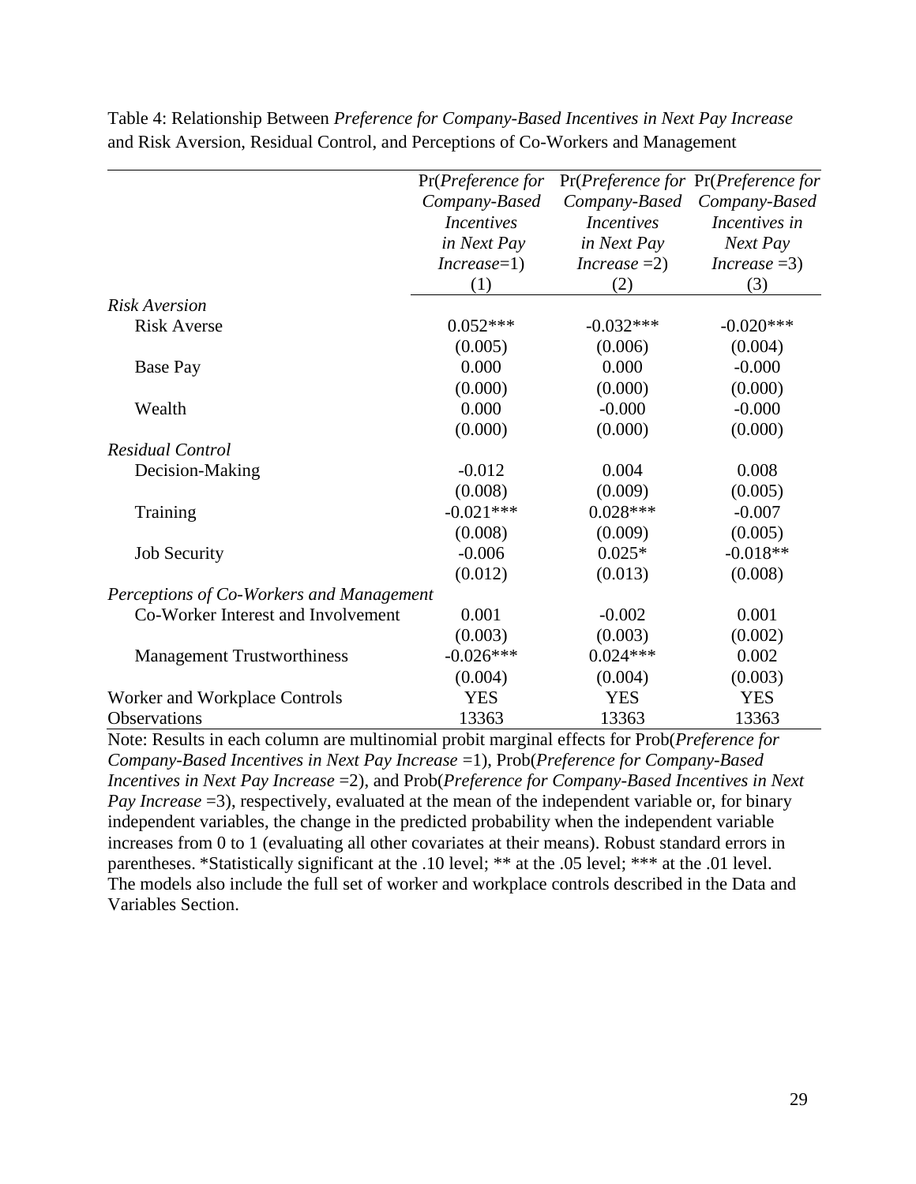Table 4: Relationship Between *Preference for Company-Based Incentives in Next Pay Increase* and Risk Aversion, Residual Control, and Perceptions of Co-Workers and Management

| | Pr(*Preference for Company-Based Incentives in Next Pay Increase*=1) | Pr(*Preference for Company-Based Incentives in Next Pay Increase* =2) | Pr(*Preference for Company-Based Incentives in Next Pay Increase* =3) |
|---|---|---|---|
| | (1) | (2) | (3) |
| *Risk Aversion* | | | |
| Risk Averse | 0.052*** | -0.032*** | -0.020*** |
| | (0.005) | (0.006) | (0.004) |
| Base Pay | 0.000 | 0.000 | -0.000 |
| | (0.000) | (0.000) | (0.000) |
| Wealth | 0.000 | -0.000 | -0.000 |
| | (0.000) | (0.000) | (0.000) |
| *Residual Control* | | | |
| Decision-Making | -0.012 | 0.004 | 0.008 |
| | (0.008) | (0.009) | (0.005) |
| Training | -0.021*** | 0.028*** | -0.007 |
| | (0.008) | (0.009) | (0.005) |
| Job Security | -0.006 | 0.025* | -0.018** |
| | (0.012) | (0.013) | (0.008) |
| *Perceptions of Co-Workers and Management* | | | |
| Co-Worker Interest and Involvement | 0.001 | -0.002 | 0.001 |
| | (0.003) | (0.003) | (0.002) |
| Management Trustworthiness | -0.026*** | 0.024*** | 0.002 |
| | (0.004) | (0.004) | (0.003) |
| Worker and Workplace Controls | YES | YES | YES |
| Observations | 13363 | 13363 | 13363 |

Note: Results in each column are multinomial probit marginal effects for Prob(*Preference for Company-Based Incentives in Next Pay Increase* =1), Prob(*Preference for Company-Based Incentives in Next Pay Increase* =2), and Prob(*Preference for Company-Based Incentives in Next Pay Increase* =3), respectively, evaluated at the mean of the independent variable or, for binary independent variables, the change in the predicted probability when the independent variable increases from 0 to 1 (evaluating all other covariates at their means). Robust standard errors in parentheses. *Statistically significant at the .10 level; ** at the .05 level; *** at the .01 level. The models also include the full set of worker and workplace controls described in the Data and Variables Section.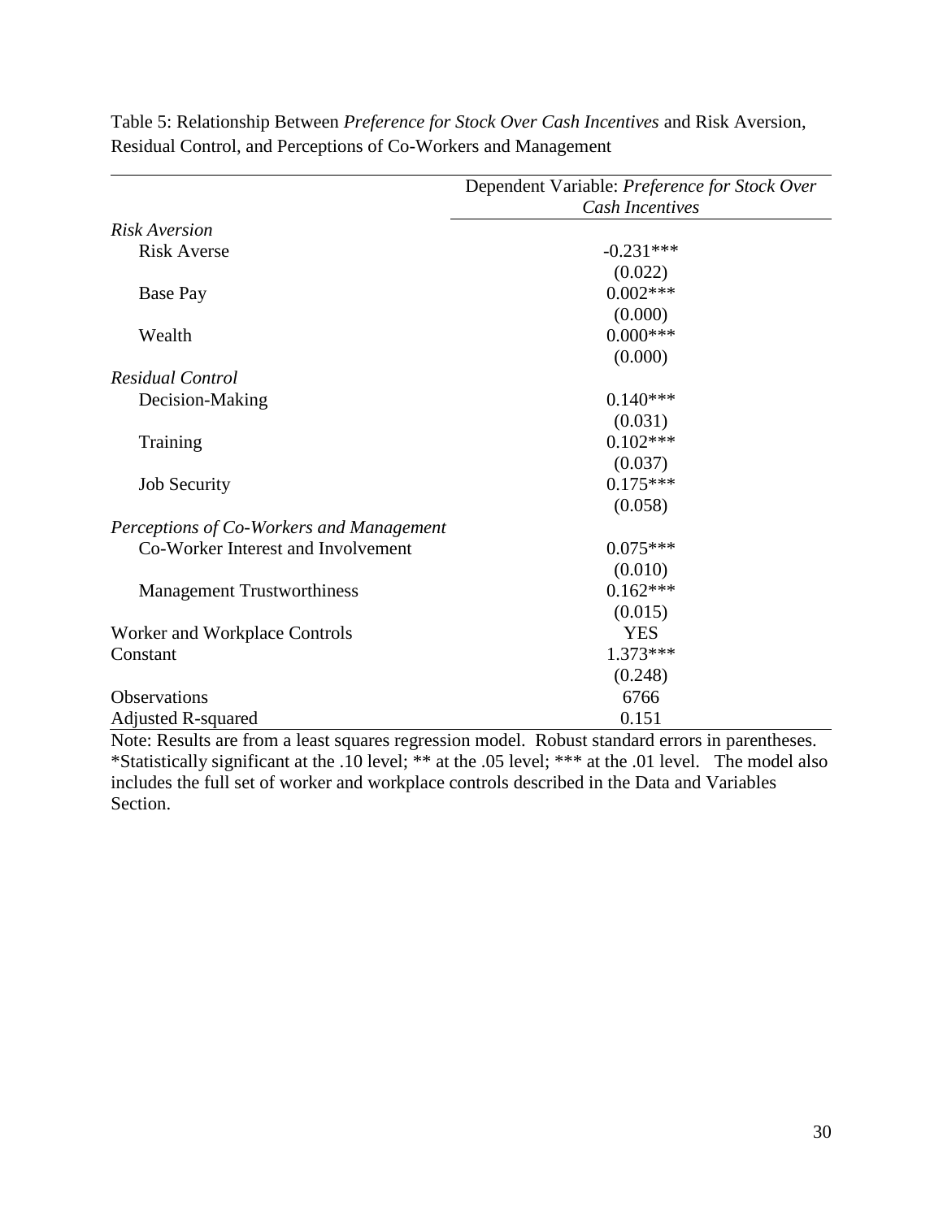Table 5: Relationship Between *Preference for Stock Over Cash Incentives* and Risk Aversion, Residual Control, and Perceptions of Co-Workers and Management

| | Dependent Variable: *Preference for Stock Over Cash Incentives* |
|---|---|
| *Risk Aversion* | |
| Risk Averse | -0.231*** |
| | (0.022) |
| Base Pay | 0.002*** |
| | (0.000) |
| Wealth | 0.000*** |
| | (0.000) |
| *Residual Control* | |
| Decision-Making | 0.140*** |
| | (0.031) |
| Training | 0.102*** |
| | (0.037) |
| Job Security | 0.175*** |
| | (0.058) |
| *Perceptions of Co-Workers and Management* | |
| Co-Worker Interest and Involvement | 0.075*** |
| | (0.010) |
| Management Trustworthiness | 0.162*** |
| | (0.015) |
| Worker and Workplace Controls | YES |
| Constant | 1.373*** |
| | (0.248) |
| Observations | 6766 |
| Adjusted R-squared | 0.151 |

Note: Results are from a least squares regression model. Robust standard errors in parentheses. *Statistically significant at the .10 level; ** at the .05 level; *** at the .01 level. The model also includes the full set of worker and workplace controls described in the Data and Variables Section.